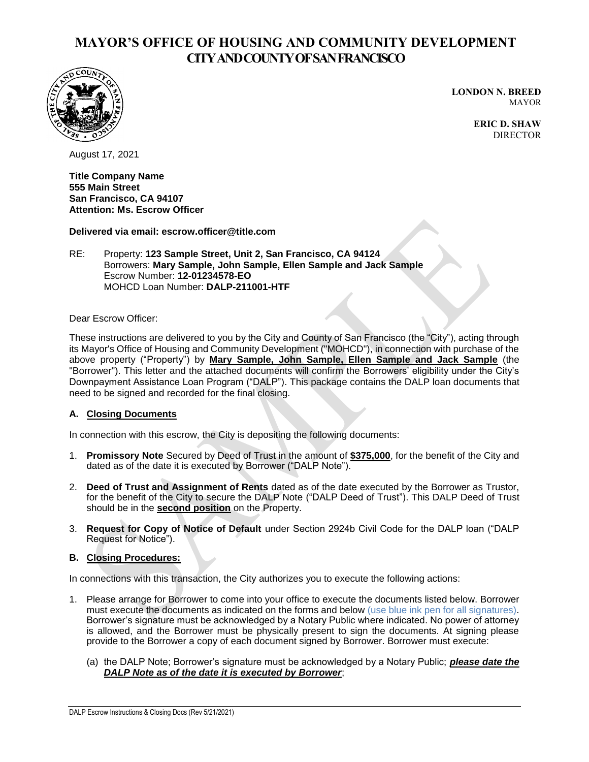# MAYOR'S OFFICE OF HOUSING AND COMMUNITY DEVELOPMENT
## CITY AND COUNTY OF SAN FRANCISCO

**LONDON N. BREED**
MAYOR

**ERIC D. SHAW**
DIRECTOR

August 17, 2021

**Title Company Name**
**555 Main Street**
**San Francisco, CA 94107**
**Attention: Ms. Escrow Officer**

**Delivered via email: escrow.officer@title.com**

RE: Property: **123 Sample Street, Unit 2, San Francisco, CA 94124**
Borrowers: **Mary Sample, John Sample, Ellen Sample and Jack Sample**
Escrow Number: **12-01234578-EO**
MOHCD Loan Number: **DALP-211001-HTF**

Dear Escrow Officer:

These instructions are delivered to you by the City and County of San Francisco (the "City"), acting through its Mayor's Office of Housing and Community Development ("MOHCD"), in connection with purchase of the above property ("Property") by **Mary Sample, John Sample, Ellen Sample and Jack Sample** (the "Borrower"). This letter and the attached documents will confirm the Borrowers' eligibility under the City's Downpayment Assistance Loan Program ("DALP"). This package contains the DALP loan documents that need to be signed and recorded for the final closing.

### A. Closing Documents

In connection with this escrow, the City is depositing the following documents:

1. **Promissory Note** Secured by Deed of Trust in the amount of **$375,000**, for the benefit of the City and dated as of the date it is executed by Borrower ("DALP Note").
2. **Deed of Trust and Assignment of Rents** dated as of the date executed by the Borrower as Trustor, for the benefit of the City to secure the DALP Note ("DALP Deed of Trust"). This DALP Deed of Trust should be in the **second position** on the Property.
3. **Request for Copy of Notice of Default** under Section 2924b Civil Code for the DALP loan ("DALP Request for Notice").

### B. Closing Procedures:

In connections with this transaction, the City authorizes you to execute the following actions:

1. Please arrange for Borrower to come into your office to execute the documents listed below. Borrower must execute the documents as indicated on the forms and below (use blue ink pen for all signatures). Borrower's signature must be acknowledged by a Notary Public where indicated. No power of attorney is allowed, and the Borrower must be physically present to sign the documents. At signing please provide to the Borrower a copy of each document signed by Borrower. Borrower must execute:

   (a) the DALP Note; Borrower's signature must be acknowledged by a Notary Public; ***please date the DALP Note as of the date it is executed by Borrower***;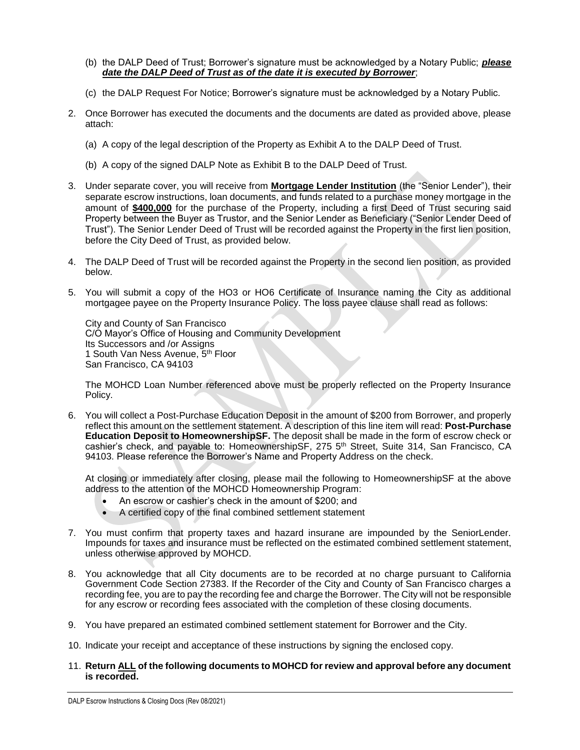(b) the DALP Deed of Trust; Borrower's signature must be acknowledged by a Notary Public; ***please date the DALP Deed of Trust as of the date it is executed by Borrower***;

(c) the DALP Request For Notice; Borrower's signature must be acknowledged by a Notary Public.

2. Once Borrower has executed the documents and the documents are dated as provided above, please attach:

   (a) A copy of the legal description of the Property as Exhibit A to the DALP Deed of Trust.

   (b) A copy of the signed DALP Note as Exhibit B to the DALP Deed of Trust.

3. Under separate cover, you will receive from **Mortgage Lender Institution** (the "Senior Lender"), their separate escrow instructions, loan documents, and funds related to a purchase money mortgage in the amount of **$400,000** for the purchase of the Property, including a first Deed of Trust securing said Property between the Buyer as Trustor, and the Senior Lender as Beneficiary ("Senior Lender Deed of Trust"). The Senior Lender Deed of Trust will be recorded against the Property in the first lien position, before the City Deed of Trust, as provided below.

4. The DALP Deed of Trust will be recorded against the Property in the second lien position, as provided below.

5. You will submit a copy of the HO3 or HO6 Certificate of Insurance naming the City as additional mortgagee payee on the Property Insurance Policy. The loss payee clause shall read as follows:

   City and County of San Francisco
   C/O Mayor's Office of Housing and Community Development
   Its Successors and /or Assigns
   1 South Van Ness Avenue, 5th Floor
   San Francisco, CA 94103

   The MOHCD Loan Number referenced above must be properly reflected on the Property Insurance Policy.

6. You will collect a Post-Purchase Education Deposit in the amount of $200 from Borrower, and properly reflect this amount on the settlement statement. A description of this line item will read: **Post-Purchase Education Deposit to HomeownershipSF.** The deposit shall be made in the form of escrow check or cashier's check, and payable to: HomeownershipSF, 275 5th Street, Suite 314, San Francisco, CA 94103. Please reference the Borrower's Name and Property Address on the check.

   At closing or immediately after closing, please mail the following to HomeownershipSF at the above address to the attention of the MOHCD Homeownership Program:

   - An escrow or cashier's check in the amount of $200; and
   - A certified copy of the final combined settlement statement

7. You must confirm that property taxes and hazard insurane are impounded by the SeniorLender. Impounds for taxes and insurance must be reflected on the estimated combined settlement statement, unless otherwise approved by MOHCD.

8. You acknowledge that all City documents are to be recorded at no charge pursuant to California Government Code Section 27383. If the Recorder of the City and County of San Francisco charges a recording fee, you are to pay the recording fee and charge the Borrower. The City will not be responsible for any escrow or recording fees associated with the completion of these closing documents.

9. You have prepared an estimated combined settlement statement for Borrower and the City.

10. Indicate your receipt and acceptance of these instructions by signing the enclosed copy.

11. **Return ALL of the following documents to MOHCD for review and approval before any document is recorded.**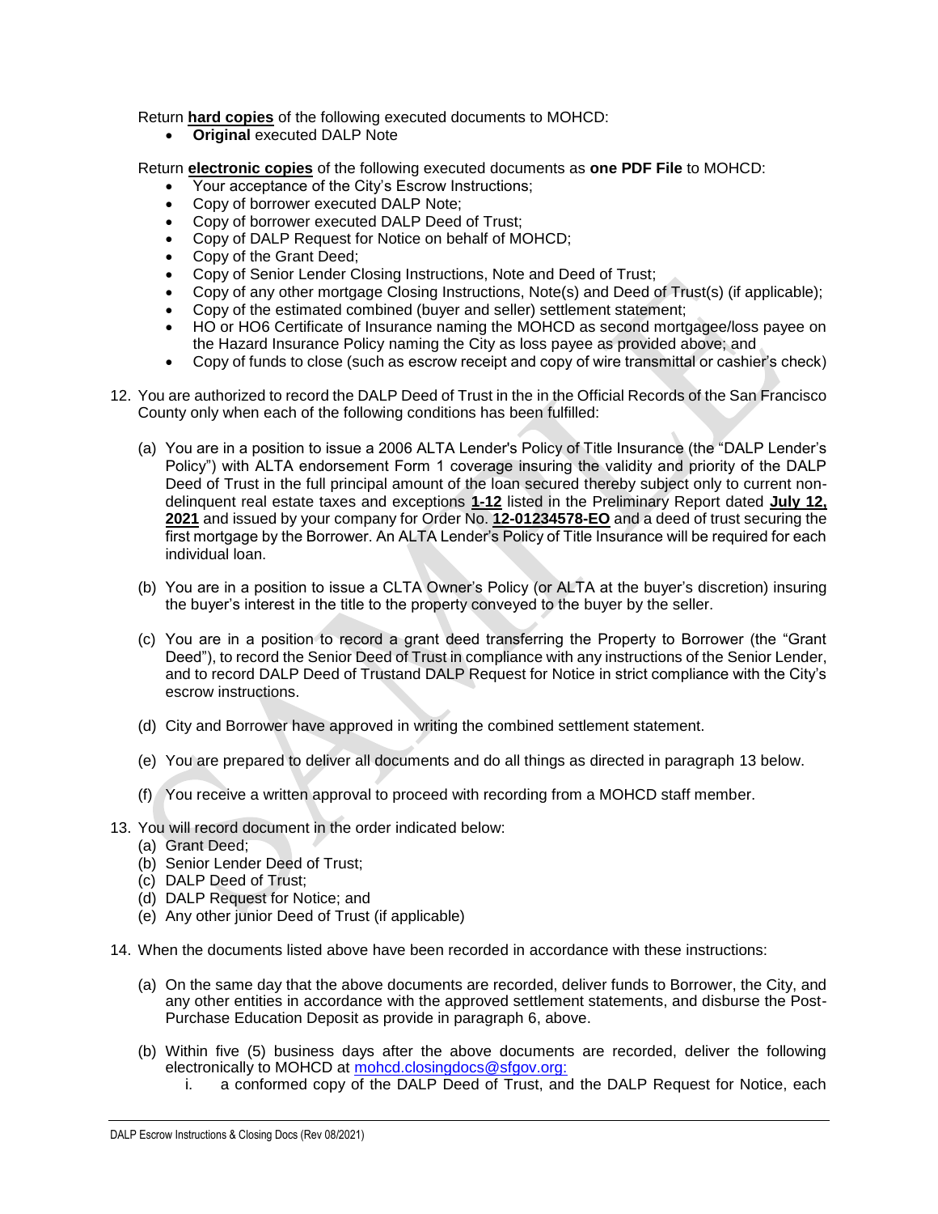Return **hard copies** of the following executed documents to MOHCD:

- **Original** executed DALP Note

Return **electronic copies** of the following executed documents as **one PDF File** to MOHCD:

- Your acceptance of the City's Escrow Instructions;
- Copy of borrower executed DALP Note;
- Copy of borrower executed DALP Deed of Trust;
- Copy of DALP Request for Notice on behalf of MOHCD;
- Copy of the Grant Deed;
- Copy of Senior Lender Closing Instructions, Note and Deed of Trust;
- Copy of any other mortgage Closing Instructions, Note(s) and Deed of Trust(s) (if applicable);
- Copy of the estimated combined (buyer and seller) settlement statement;
- HO or HO6 Certificate of Insurance naming the MOHCD as second mortgagee/loss payee on the Hazard Insurance Policy naming the City as loss payee as provided above; and
- Copy of funds to close (such as escrow receipt and copy of wire transmittal or cashier's check)

12. You are authorized to record the DALP Deed of Trust in the in the Official Records of the San Francisco County only when each of the following conditions has been fulfilled:

    (a) You are in a position to issue a 2006 ALTA Lender's Policy of Title Insurance (the "DALP Lender's Policy") with ALTA endorsement Form 1 coverage insuring the validity and priority of the DALP Deed of Trust in the full principal amount of the loan secured thereby subject only to current non-delinquent real estate taxes and exceptions **1-12** listed in the Preliminary Report dated **July 12, 2021** and issued by your company for Order No. **12-01234578-EO** and a deed of trust securing the first mortgage by the Borrower. An ALTA Lender's Policy of Title Insurance will be required for each individual loan.

    (b) You are in a position to issue a CLTA Owner's Policy (or ALTA at the buyer's discretion) insuring the buyer's interest in the title to the property conveyed to the buyer by the seller.

    (c) You are in a position to record a grant deed transferring the Property to Borrower (the "Grant Deed"), to record the Senior Deed of Trust in compliance with any instructions of the Senior Lender, and to record DALP Deed of Trustand DALP Request for Notice in strict compliance with the City's escrow instructions.

    (d) City and Borrower have approved in writing the combined settlement statement.

    (e) You are prepared to deliver all documents and do all things as directed in paragraph 13 below.

    (f) You receive a written approval to proceed with recording from a MOHCD staff member.

13. You will record document in the order indicated below:
    (a) Grant Deed;
    (b) Senior Lender Deed of Trust;
    (c) DALP Deed of Trust;
    (d) DALP Request for Notice; and
    (e) Any other junior Deed of Trust (if applicable)

14. When the documents listed above have been recorded in accordance with these instructions:

    (a) On the same day that the above documents are recorded, deliver funds to Borrower, the City, and any other entities in accordance with the approved settlement statements, and disburse the Post-Purchase Education Deposit as provide in paragraph 6, above.

    (b) Within five (5) business days after the above documents are recorded, deliver the following electronically to MOHCD at mohcd.closingdocs@sfgov.org:
        i. a conformed copy of the DALP Deed of Trust, and the DALP Request for Notice, each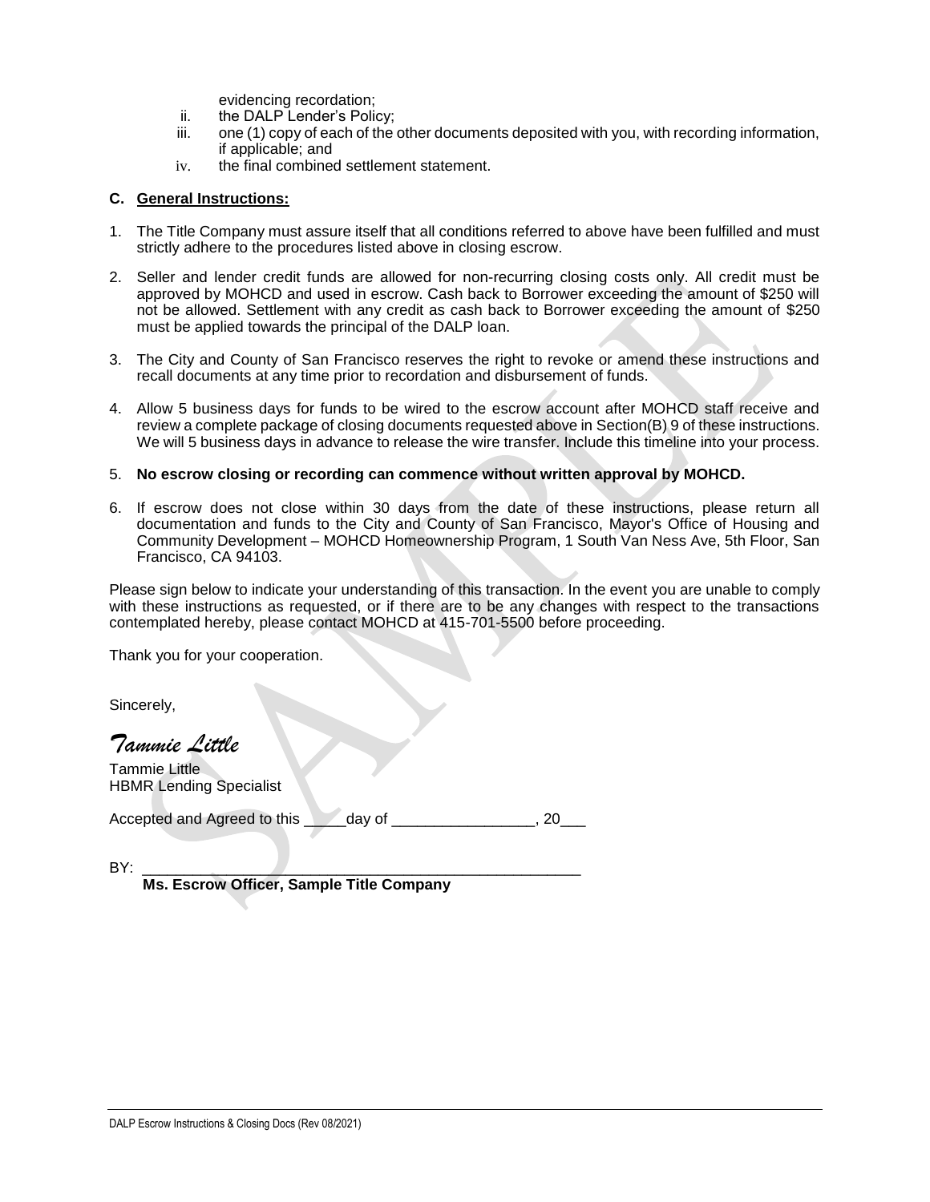evidencing recordation;

ii. the DALP Lender's Policy;

iii. one (1) copy of each of the other documents deposited with you, with recording information, if applicable; and

iv. the final combined settlement statement.

**C. General Instructions:**

1. The Title Company must assure itself that all conditions referred to above have been fulfilled and must strictly adhere to the procedures listed above in closing escrow.

2. Seller and lender credit funds are allowed for non-recurring closing costs only. All credit must be approved by MOHCD and used in escrow. Cash back to Borrower exceeding the amount of $250 will not be allowed. Settlement with any credit as cash back to Borrower exceeding the amount of $250 must be applied towards the principal of the DALP loan.

3. The City and County of San Francisco reserves the right to revoke or amend these instructions and recall documents at any time prior to recordation and disbursement of funds.

4. Allow 5 business days for funds to be wired to the escrow account after MOHCD staff receive and review a complete package of closing documents requested above in Section(B) 9 of these instructions. We will 5 business days in advance to release the wire transfer. Include this timeline into your process.

5. **No escrow closing or recording can commence without written approval by MOHCD.**

6. If escrow does not close within 30 days from the date of these instructions, please return all documentation and funds to the City and County of San Francisco, Mayor's Office of Housing and Community Development – MOHCD Homeownership Program, 1 South Van Ness Ave, 5th Floor, San Francisco, CA 94103.

Please sign below to indicate your understanding of this transaction. In the event you are unable to comply with these instructions as requested, or if there are to be any changes with respect to the transactions contemplated hereby, please contact MOHCD at 415-701-5500 before proceeding.

Thank you for your cooperation.

Sincerely,

*Tammie Little*

Tammie Little
HBMR Lending Specialist

Accepted and Agreed to this _____day of _________________, 20___

BY: ______________________________________________________
**Ms. Escrow Officer, Sample Title Company**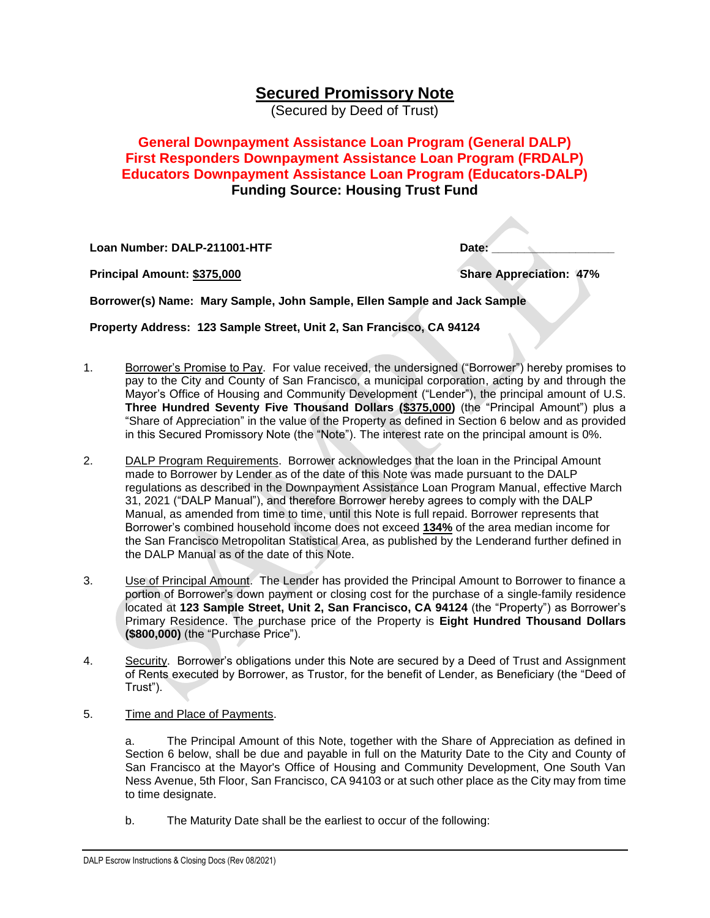# Secured Promissory Note

(Secured by Deed of Trust)

**General Downpayment Assistance Loan Program (General DALP)**
**First Responders Downpayment Assistance Loan Program (FRDALP)**
**Educators Downpayment Assistance Loan Program (Educators-DALP)**
**Funding Source: Housing Trust Fund**

**Loan Number: DALP-211001-HTF** **Date: ___________________**

**Principal Amount: $375,000** **Share Appreciation: 47%**

**Borrower(s) Name: Mary Sample, John Sample, Ellen Sample and Jack Sample**

**Property Address: 123 Sample Street, Unit 2, San Francisco, CA 94124**

1. Borrower's Promise to Pay. For value received, the undersigned ("Borrower") hereby promises to pay to the City and County of San Francisco, a municipal corporation, acting by and through the Mayor's Office of Housing and Community Development ("Lender"), the principal amount of U.S. **Three Hundred Seventy Five Thousand Dollars ($375,000)** (the "Principal Amount") plus a "Share of Appreciation" in the value of the Property as defined in Section 6 below and as provided in this Secured Promissory Note (the "Note"). The interest rate on the principal amount is 0%.

2. DALP Program Requirements. Borrower acknowledges that the loan in the Principal Amount made to Borrower by Lender as of the date of this Note was made pursuant to the DALP regulations as described in the Downpayment Assistance Loan Program Manual, effective March 31, 2021 ("DALP Manual"), and therefore Borrower hereby agrees to comply with the DALP Manual, as amended from time to time, until this Note is full repaid. Borrower represents that Borrower's combined household income does not exceed **134%** of the area median income for the San Francisco Metropolitan Statistical Area, as published by the Lenderand further defined in the DALP Manual as of the date of this Note.

3. Use of Principal Amount. The Lender has provided the Principal Amount to Borrower to finance a portion of Borrower's down payment or closing cost for the purchase of a single-family residence located at **123 Sample Street, Unit 2, San Francisco, CA 94124** (the "Property") as Borrower's Primary Residence. The purchase price of the Property is **Eight Hundred Thousand Dollars ($800,000)** (the "Purchase Price").

4. Security. Borrower's obligations under this Note are secured by a Deed of Trust and Assignment of Rents executed by Borrower, as Trustor, for the benefit of Lender, as Beneficiary (the "Deed of Trust").

5. Time and Place of Payments.

   a. The Principal Amount of this Note, together with the Share of Appreciation as defined in Section 6 below, shall be due and payable in full on the Maturity Date to the City and County of San Francisco at the Mayor's Office of Housing and Community Development, One South Van Ness Avenue, 5th Floor, San Francisco, CA 94103 or at such other place as the City may from time to time designate.

   b. The Maturity Date shall be the earliest to occur of the following: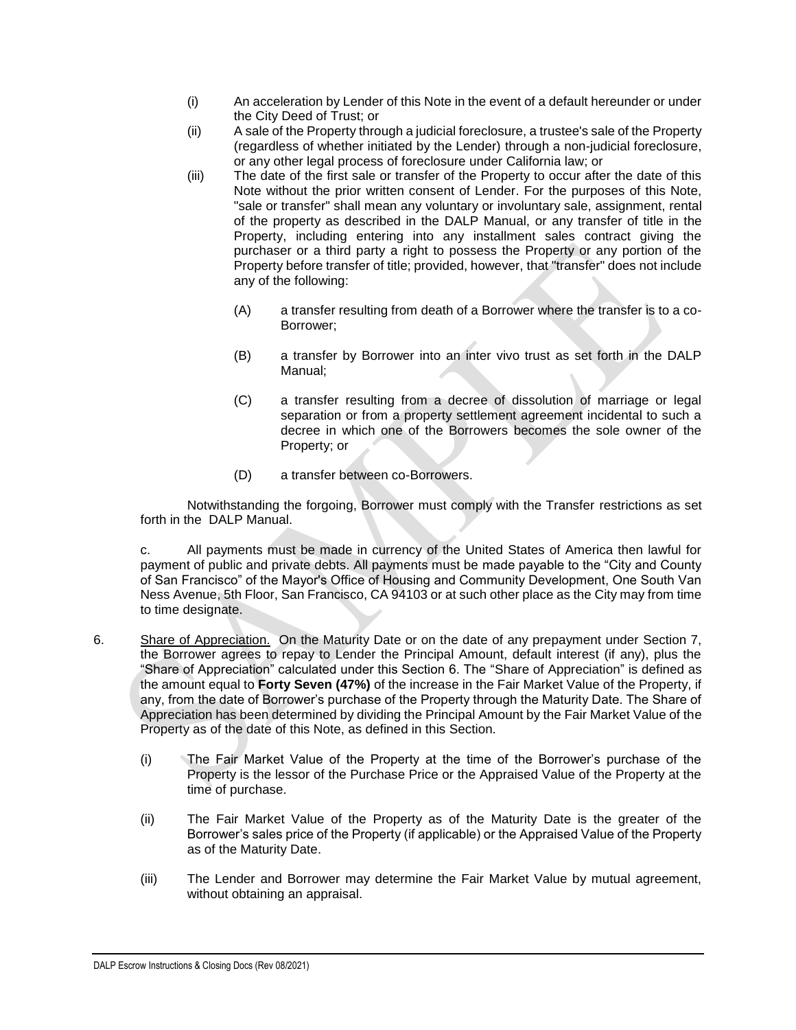(i) An acceleration by Lender of this Note in the event of a default hereunder or under the City Deed of Trust; or

(ii) A sale of the Property through a judicial foreclosure, a trustee's sale of the Property (regardless of whether initiated by the Lender) through a non-judicial foreclosure, or any other legal process of foreclosure under California law; or

(iii) The date of the first sale or transfer of the Property to occur after the date of this Note without the prior written consent of Lender. For the purposes of this Note, "sale or transfer" shall mean any voluntary or involuntary sale, assignment, rental of the property as described in the DALP Manual, or any transfer of title in the Property, including entering into any installment sales contract giving the purchaser or a third party a right to possess the Property or any portion of the Property before transfer of title; provided, however, that "transfer" does not include any of the following:

  (A) a transfer resulting from death of a Borrower where the transfer is to a co-Borrower;

  (B) a transfer by Borrower into an inter vivo trust as set forth in the DALP Manual;

  (C) a transfer resulting from a decree of dissolution of marriage or legal separation or from a property settlement agreement incidental to such a decree in which one of the Borrowers becomes the sole owner of the Property; or

  (D) a transfer between co-Borrowers.

Notwithstanding the forgoing, Borrower must comply with the Transfer restrictions as set forth in the DALP Manual.

c. All payments must be made in currency of the United States of America then lawful for payment of public and private debts. All payments must be made payable to the "City and County of San Francisco" of the Mayor's Office of Housing and Community Development, One South Van Ness Avenue, 5th Floor, San Francisco, CA 94103 or at such other place as the City may from time to time designate.

6. Share of Appreciation. On the Maturity Date or on the date of any prepayment under Section 7, the Borrower agrees to repay to Lender the Principal Amount, default interest (if any), plus the "Share of Appreciation" calculated under this Section 6. The "Share of Appreciation" is defined as the amount equal to **Forty Seven (47%)** of the increase in the Fair Market Value of the Property, if any, from the date of Borrower's purchase of the Property through the Maturity Date. The Share of Appreciation has been determined by dividing the Principal Amount by the Fair Market Value of the Property as of the date of this Note, as defined in this Section.

(i) The Fair Market Value of the Property at the time of the Borrower's purchase of the Property is the lessor of the Purchase Price or the Appraised Value of the Property at the time of purchase.

(ii) The Fair Market Value of the Property as of the Maturity Date is the greater of the Borrower's sales price of the Property (if applicable) or the Appraised Value of the Property as of the Maturity Date.

(iii) The Lender and Borrower may determine the Fair Market Value by mutual agreement, without obtaining an appraisal.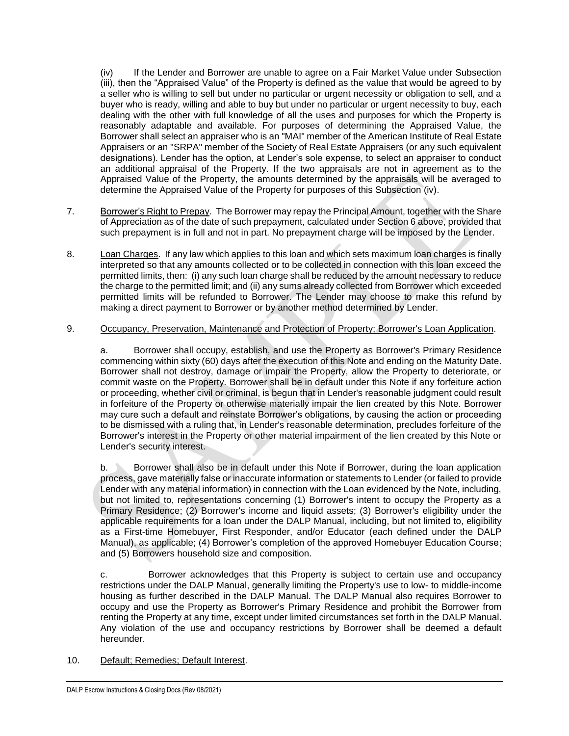(iv) If the Lender and Borrower are unable to agree on a Fair Market Value under Subsection (iii), then the "Appraised Value" of the Property is defined as the value that would be agreed to by a seller who is willing to sell but under no particular or urgent necessity or obligation to sell, and a buyer who is ready, willing and able to buy but under no particular or urgent necessity to buy, each dealing with the other with full knowledge of all the uses and purposes for which the Property is reasonably adaptable and available. For purposes of determining the Appraised Value, the Borrower shall select an appraiser who is an "MAI" member of the American Institute of Real Estate Appraisers or an "SRPA" member of the Society of Real Estate Appraisers (or any such equivalent designations). Lender has the option, at Lender's sole expense, to select an appraiser to conduct an additional appraisal of the Property. If the two appraisals are not in agreement as to the Appraised Value of the Property, the amounts determined by the appraisals will be averaged to determine the Appraised Value of the Property for purposes of this Subsection (iv).

7. Borrower's Right to Prepay. The Borrower may repay the Principal Amount, together with the Share of Appreciation as of the date of such prepayment, calculated under Section 6 above, provided that such prepayment is in full and not in part. No prepayment charge will be imposed by the Lender.

8. Loan Charges. If any law which applies to this loan and which sets maximum loan charges is finally interpreted so that any amounts collected or to be collected in connection with this loan exceed the permitted limits, then: (i) any such loan charge shall be reduced by the amount necessary to reduce the charge to the permitted limit; and (ii) any sums already collected from Borrower which exceeded permitted limits will be refunded to Borrower. The Lender may choose to make this refund by making a direct payment to Borrower or by another method determined by Lender.

9. Occupancy, Preservation, Maintenance and Protection of Property; Borrower's Loan Application.

a. Borrower shall occupy, establish, and use the Property as Borrower's Primary Residence commencing within sixty (60) days after the execution of this Note and ending on the Maturity Date. Borrower shall not destroy, damage or impair the Property, allow the Property to deteriorate, or commit waste on the Property. Borrower shall be in default under this Note if any forfeiture action or proceeding, whether civil or criminal, is begun that in Lender's reasonable judgment could result in forfeiture of the Property or otherwise materially impair the lien created by this Note. Borrower may cure such a default and reinstate Borrower's obligations, by causing the action or proceeding to be dismissed with a ruling that, in Lender's reasonable determination, precludes forfeiture of the Borrower's interest in the Property or other material impairment of the lien created by this Note or Lender's security interest.

b. Borrower shall also be in default under this Note if Borrower, during the loan application process, gave materially false or inaccurate information or statements to Lender (or failed to provide Lender with any material information) in connection with the Loan evidenced by the Note, including, but not limited to, representations concerning (1) Borrower's intent to occupy the Property as a Primary Residence; (2) Borrower's income and liquid assets; (3) Borrower's eligibility under the applicable requirements for a loan under the DALP Manual, including, but not limited to, eligibility as a First-time Homebuyer, First Responder, and/or Educator (each defined under the DALP Manual), as applicable; (4) Borrower's completion of the approved Homebuyer Education Course; and (5) Borrowers household size and composition.

c. Borrower acknowledges that this Property is subject to certain use and occupancy restrictions under the DALP Manual, generally limiting the Property's use to low- to middle-income housing as further described in the DALP Manual. The DALP Manual also requires Borrower to occupy and use the Property as Borrower's Primary Residence and prohibit the Borrower from renting the Property at any time, except under limited circumstances set forth in the DALP Manual. Any violation of the use and occupancy restrictions by Borrower shall be deemed a default hereunder.

10. Default; Remedies; Default Interest.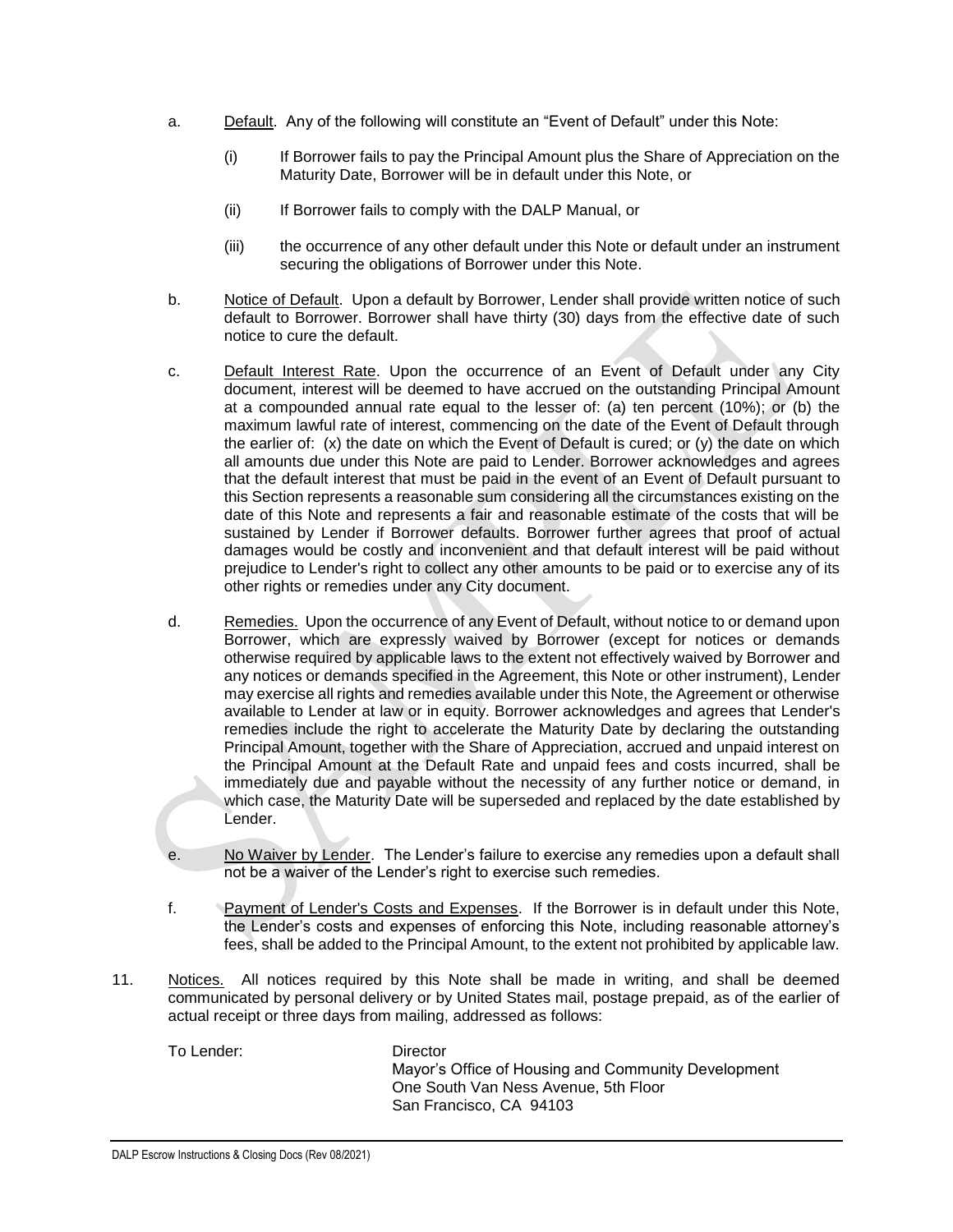a. Default. Any of the following will constitute an "Event of Default" under this Note:

   (i) If Borrower fails to pay the Principal Amount plus the Share of Appreciation on the Maturity Date, Borrower will be in default under this Note, or

   (ii) If Borrower fails to comply with the DALP Manual, or

   (iii) the occurrence of any other default under this Note or default under an instrument securing the obligations of Borrower under this Note.

b. Notice of Default. Upon a default by Borrower, Lender shall provide written notice of such default to Borrower. Borrower shall have thirty (30) days from the effective date of such notice to cure the default.

c. Default Interest Rate. Upon the occurrence of an Event of Default under any City document, interest will be deemed to have accrued on the outstanding Principal Amount at a compounded annual rate equal to the lesser of: (a) ten percent (10%); or (b) the maximum lawful rate of interest, commencing on the date of the Event of Default through the earlier of: (x) the date on which the Event of Default is cured; or (y) the date on which all amounts due under this Note are paid to Lender. Borrower acknowledges and agrees that the default interest that must be paid in the event of an Event of Default pursuant to this Section represents a reasonable sum considering all the circumstances existing on the date of this Note and represents a fair and reasonable estimate of the costs that will be sustained by Lender if Borrower defaults. Borrower further agrees that proof of actual damages would be costly and inconvenient and that default interest will be paid without prejudice to Lender's right to collect any other amounts to be paid or to exercise any of its other rights or remedies under any City document.

d. Remedies. Upon the occurrence of any Event of Default, without notice to or demand upon Borrower, which are expressly waived by Borrower (except for notices or demands otherwise required by applicable laws to the extent not effectively waived by Borrower and any notices or demands specified in the Agreement, this Note or other instrument), Lender may exercise all rights and remedies available under this Note, the Agreement or otherwise available to Lender at law or in equity. Borrower acknowledges and agrees that Lender's remedies include the right to accelerate the Maturity Date by declaring the outstanding Principal Amount, together with the Share of Appreciation, accrued and unpaid interest on the Principal Amount at the Default Rate and unpaid fees and costs incurred, shall be immediately due and payable without the necessity of any further notice or demand, in which case, the Maturity Date will be superseded and replaced by the date established by Lender.

e. No Waiver by Lender. The Lender's failure to exercise any remedies upon a default shall not be a waiver of the Lender's right to exercise such remedies.

f. Payment of Lender's Costs and Expenses. If the Borrower is in default under this Note, the Lender's costs and expenses of enforcing this Note, including reasonable attorney's fees, shall be added to the Principal Amount, to the extent not prohibited by applicable law.

11. Notices. All notices required by this Note shall be made in writing, and shall be deemed communicated by personal delivery or by United States mail, postage prepaid, as of the earlier of actual receipt or three days from mailing, addressed as follows:

To Lender:

Director  
Mayor's Office of Housing and Community Development  
One South Van Ness Avenue, 5th Floor  
San Francisco, CA 94103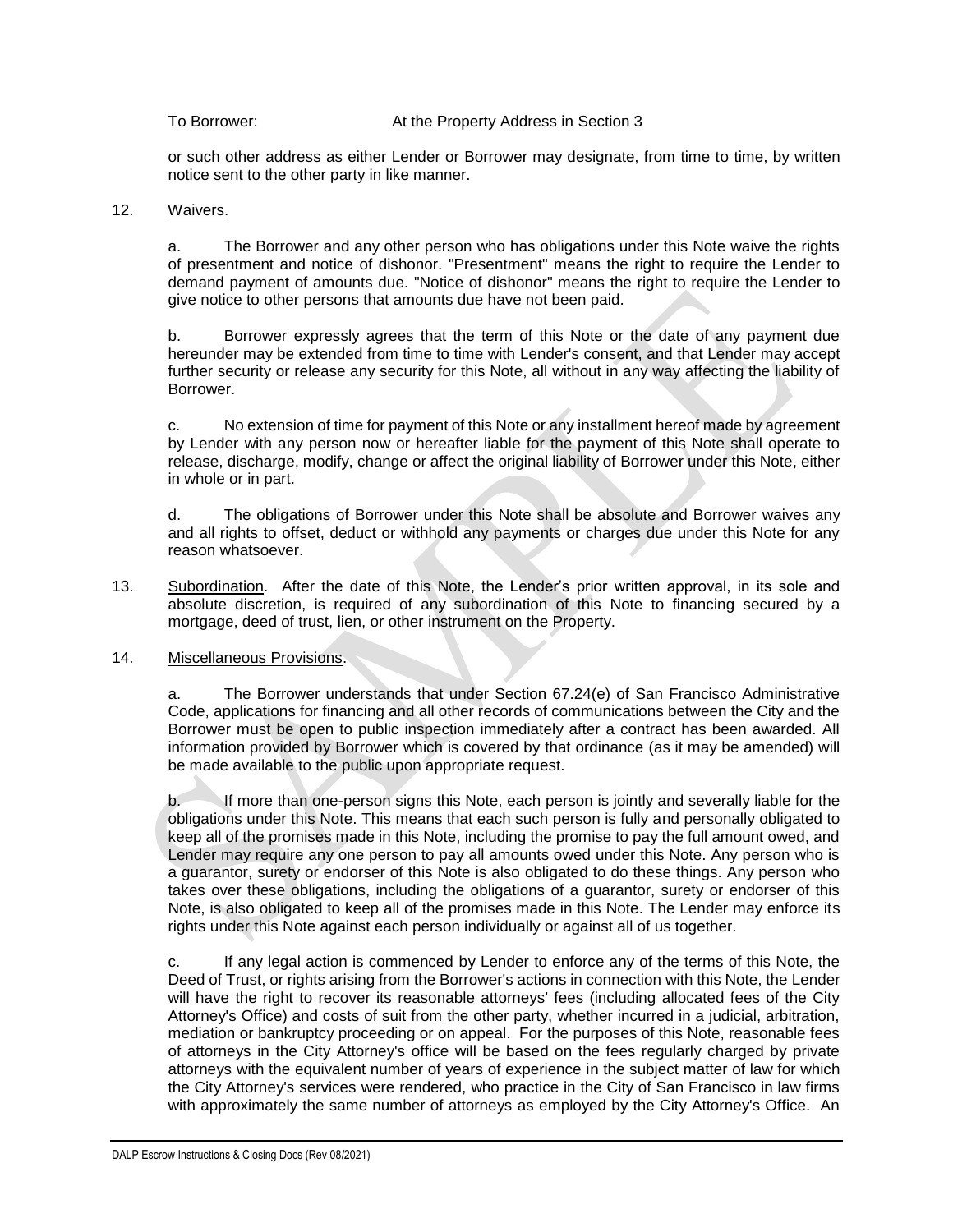To Borrower: At the Property Address in Section 3

or such other address as either Lender or Borrower may designate, from time to time, by written notice sent to the other party in like manner.

12. Waivers.

a. The Borrower and any other person who has obligations under this Note waive the rights of presentment and notice of dishonor. "Presentment" means the right to require the Lender to demand payment of amounts due. "Notice of dishonor" means the right to require the Lender to give notice to other persons that amounts due have not been paid.

b. Borrower expressly agrees that the term of this Note or the date of any payment due hereunder may be extended from time to time with Lender's consent, and that Lender may accept further security or release any security for this Note, all without in any way affecting the liability of Borrower.

c. No extension of time for payment of this Note or any installment hereof made by agreement by Lender with any person now or hereafter liable for the payment of this Note shall operate to release, discharge, modify, change or affect the original liability of Borrower under this Note, either in whole or in part.

d. The obligations of Borrower under this Note shall be absolute and Borrower waives any and all rights to offset, deduct or withhold any payments or charges due under this Note for any reason whatsoever.

13. Subordination. After the date of this Note, the Lender's prior written approval, in its sole and absolute discretion, is required of any subordination of this Note to financing secured by a mortgage, deed of trust, lien, or other instrument on the Property.

14. Miscellaneous Provisions.

a. The Borrower understands that under Section 67.24(e) of San Francisco Administrative Code, applications for financing and all other records of communications between the City and the Borrower must be open to public inspection immediately after a contract has been awarded. All information provided by Borrower which is covered by that ordinance (as it may be amended) will be made available to the public upon appropriate request.

b. If more than one-person signs this Note, each person is jointly and severally liable for the obligations under this Note. This means that each such person is fully and personally obligated to keep all of the promises made in this Note, including the promise to pay the full amount owed, and Lender may require any one person to pay all amounts owed under this Note. Any person who is a guarantor, surety or endorser of this Note is also obligated to do these things. Any person who takes over these obligations, including the obligations of a guarantor, surety or endorser of this Note, is also obligated to keep all of the promises made in this Note. The Lender may enforce its rights under this Note against each person individually or against all of us together.

c. If any legal action is commenced by Lender to enforce any of the terms of this Note, the Deed of Trust, or rights arising from the Borrower's actions in connection with this Note, the Lender will have the right to recover its reasonable attorneys' fees (including allocated fees of the City Attorney's Office) and costs of suit from the other party, whether incurred in a judicial, arbitration, mediation or bankruptcy proceeding or on appeal. For the purposes of this Note, reasonable fees of attorneys in the City Attorney's office will be based on the fees regularly charged by private attorneys with the equivalent number of years of experience in the subject matter of law for which the City Attorney's services were rendered, who practice in the City of San Francisco in law firms with approximately the same number of attorneys as employed by the City Attorney's Office. An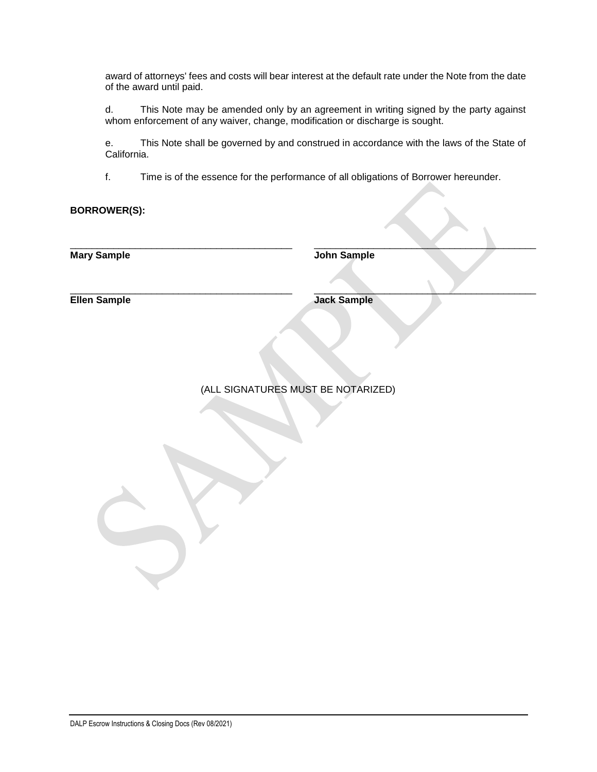award of attorneys' fees and costs will bear interest at the default rate under the Note from the date of the award until paid.

d. This Note may be amended only by an agreement in writing signed by the party against whom enforcement of any waiver, change, modification or discharge is sought.

e. This Note shall be governed by and construed in accordance with the laws of the State of California.

f. Time is of the essence for the performance of all obligations of Borrower hereunder.

**BORROWER(S):**

| | |
|---|---|
| ______________________________ | ______________________________ |
| **Mary Sample** | **John Sample** |
| ______________________________ | ______________________________ |
| **Ellen Sample** | **Jack Sample** |

(ALL SIGNATURES MUST BE NOTARIZED)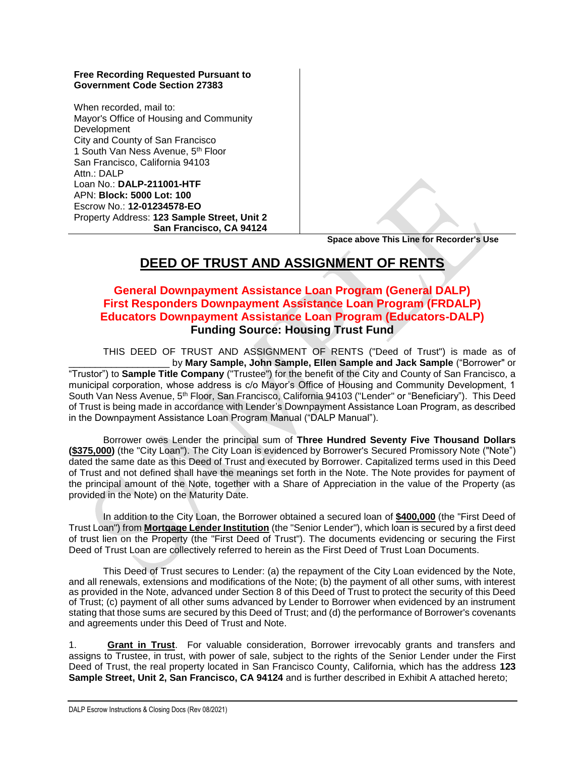**Free Recording Requested Pursuant to Government Code Section 27383**

When recorded, mail to:
Mayor's Office of Housing and Community Development
City and County of San Francisco
1 South Van Ness Avenue, 5th Floor
San Francisco, California 94103
Attn.: DALP
Loan No.: **DALP-211001-HTF**
APN: **Block: 5000 Lot: 100**
Escrow No.: **12-01234578-EO**
Property Address: **123 Sample Street, Unit 2**
**San Francisco, CA 94124**

**Space above This Line for Recorder's Use**

# DEED OF TRUST AND ASSIGNMENT OF RENTS

## General Downpayment Assistance Loan Program (General DALP)
## First Responders Downpayment Assistance Loan Program (FRDALP)
## Educators Downpayment Assistance Loan Program (Educators-DALP)
## Funding Source: Housing Trust Fund

THIS DEED OF TRUST AND ASSIGNMENT OF RENTS ("Deed of Trust") is made as of ___________________ by **Mary Sample, John Sample, Ellen Sample and Jack Sample** ("Borrower" or "Trustor") to **Sample Title Company** ("Trustee") for the benefit of the City and County of San Francisco, a municipal corporation, whose address is c/o Mayor's Office of Housing and Community Development, 1 South Van Ness Avenue, 5th Floor, San Francisco, California 94103 ("Lender" or "Beneficiary"). This Deed of Trust is being made in accordance with Lender's Downpayment Assistance Loan Program, as described in the Downpayment Assistance Loan Program Manual ("DALP Manual").

Borrower owes Lender the principal sum of **Three Hundred Seventy Five Thousand Dollars (<u>$375,000</u>)** (the "City Loan"). The City Loan is evidenced by Borrower's Secured Promissory Note ("Note") dated the same date as this Deed of Trust and executed by Borrower. Capitalized terms used in this Deed of Trust and not defined shall have the meanings set forth in the Note. The Note provides for payment of the principal amount of the Note, together with a Share of Appreciation in the value of the Property (as provided in the Note) on the Maturity Date.

In addition to the City Loan, the Borrower obtained a secured loan of **<u>$400,000</u>** (the "First Deed of Trust Loan") from **<u>Mortgage Lender Institution</u>** (the "Senior Lender"), which loan is secured by a first deed of trust lien on the Property (the "First Deed of Trust"). The documents evidencing or securing the First Deed of Trust Loan are collectively referred to herein as the First Deed of Trust Loan Documents.

This Deed of Trust secures to Lender: (a) the repayment of the City Loan evidenced by the Note, and all renewals, extensions and modifications of the Note; (b) the payment of all other sums, with interest as provided in the Note, advanced under Section 8 of this Deed of Trust to protect the security of this Deed of Trust; (c) payment of all other sums advanced by Lender to Borrower when evidenced by an instrument stating that those sums are secured by this Deed of Trust; and (d) the performance of Borrower's covenants and agreements under this Deed of Trust and Note.

1. **<u>Grant in Trust</u>**. For valuable consideration, Borrower irrevocably grants and transfers and assigns to Trustee, in trust, with power of sale, subject to the rights of the Senior Lender under the First Deed of Trust, the real property located in San Francisco County, California, which has the address **123 Sample Street, Unit 2, San Francisco, CA 94124** and is further described in Exhibit A attached hereto;

DALP Escrow Instructions & Closing Docs (Rev 08/2021)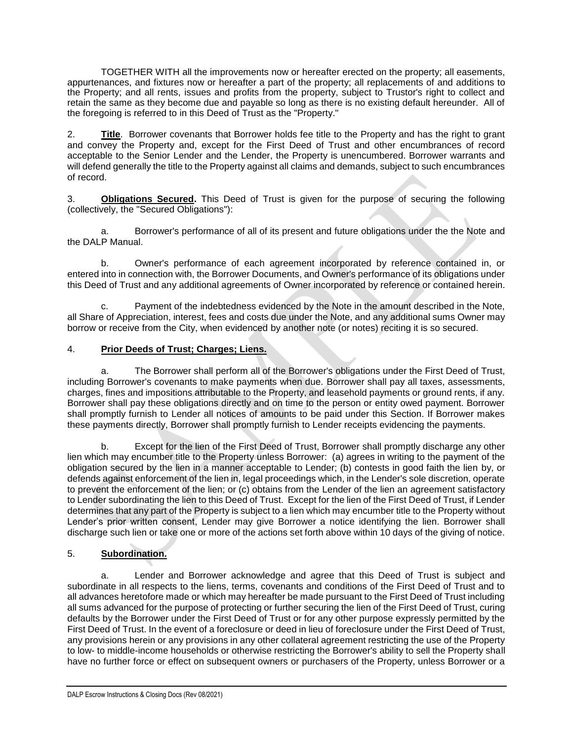TOGETHER WITH all the improvements now or hereafter erected on the property; all easements, appurtenances, and fixtures now or hereafter a part of the property; all replacements of and additions to the Property; and all rents, issues and profits from the property, subject to Trustor's right to collect and retain the same as they become due and payable so long as there is no existing default hereunder. All of the foregoing is referred to in this Deed of Trust as the "Property."

2. **Title**. Borrower covenants that Borrower holds fee title to the Property and has the right to grant and convey the Property and, except for the First Deed of Trust and other encumbrances of record acceptable to the Senior Lender and the Lender, the Property is unencumbered. Borrower warrants and will defend generally the title to the Property against all claims and demands, subject to such encumbrances of record.

3. **Obligations Secured.** This Deed of Trust is given for the purpose of securing the following (collectively, the "Secured Obligations"):

a. Borrower's performance of all of its present and future obligations under the the Note and the DALP Manual.

b. Owner's performance of each agreement incorporated by reference contained in, or entered into in connection with, the Borrower Documents, and Owner's performance of its obligations under this Deed of Trust and any additional agreements of Owner incorporated by reference or contained herein.

c. Payment of the indebtedness evidenced by the Note in the amount described in the Note, all Share of Appreciation, interest, fees and costs due under the Note, and any additional sums Owner may borrow or receive from the City, when evidenced by another note (or notes) reciting it is so secured.

4. **Prior Deeds of Trust; Charges; Liens.**

a. The Borrower shall perform all of the Borrower's obligations under the First Deed of Trust, including Borrower's covenants to make payments when due. Borrower shall pay all taxes, assessments, charges, fines and impositions attributable to the Property, and leasehold payments or ground rents, if any. Borrower shall pay these obligations directly and on time to the person or entity owed payment. Borrower shall promptly furnish to Lender all notices of amounts to be paid under this Section. If Borrower makes these payments directly, Borrower shall promptly furnish to Lender receipts evidencing the payments.

b. Except for the lien of the First Deed of Trust, Borrower shall promptly discharge any other lien which may encumber title to the Property unless Borrower: (a) agrees in writing to the payment of the obligation secured by the lien in a manner acceptable to Lender; (b) contests in good faith the lien by, or defends against enforcement of the lien in, legal proceedings which, in the Lender's sole discretion, operate to prevent the enforcement of the lien; or (c) obtains from the Lender of the lien an agreement satisfactory to Lender subordinating the lien to this Deed of Trust. Except for the lien of the First Deed of Trust, if Lender determines that any part of the Property is subject to a lien which may encumber title to the Property without Lender's prior written consent, Lender may give Borrower a notice identifying the lien. Borrower shall discharge such lien or take one or more of the actions set forth above within 10 days of the giving of notice.

5. **Subordination.**

a. Lender and Borrower acknowledge and agree that this Deed of Trust is subject and subordinate in all respects to the liens, terms, covenants and conditions of the First Deed of Trust and to all advances heretofore made or which may hereafter be made pursuant to the First Deed of Trust including all sums advanced for the purpose of protecting or further securing the lien of the First Deed of Trust, curing defaults by the Borrower under the First Deed of Trust or for any other purpose expressly permitted by the First Deed of Trust. In the event of a foreclosure or deed in lieu of foreclosure under the First Deed of Trust, any provisions herein or any provisions in any other collateral agreement restricting the use of the Property to low- to middle-income households or otherwise restricting the Borrower's ability to sell the Property shall have no further force or effect on subsequent owners or purchasers of the Property, unless Borrower or a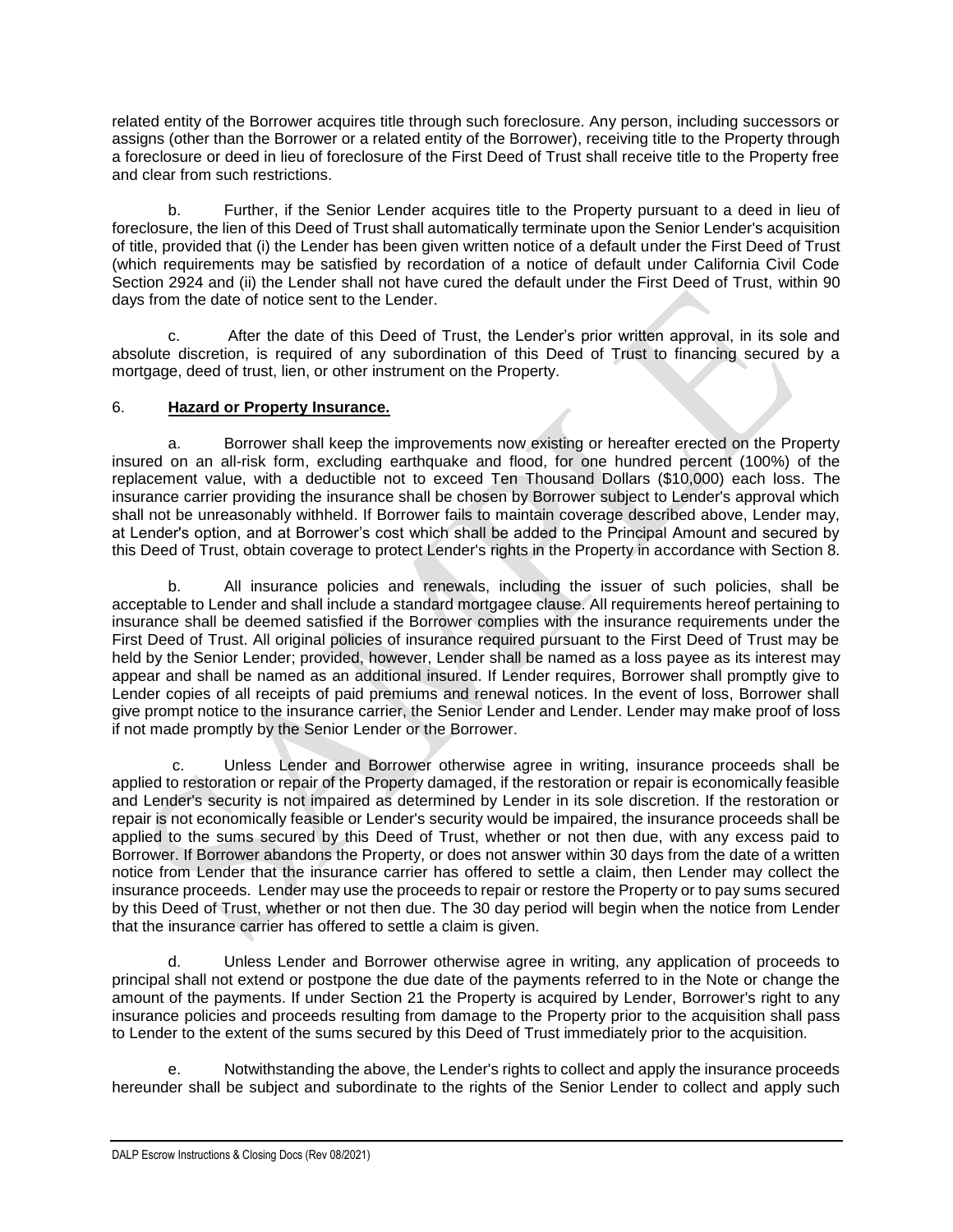related entity of the Borrower acquires title through such foreclosure. Any person, including successors or assigns (other than the Borrower or a related entity of the Borrower), receiving title to the Property through a foreclosure or deed in lieu of foreclosure of the First Deed of Trust shall receive title to the Property free and clear from such restrictions.

b. Further, if the Senior Lender acquires title to the Property pursuant to a deed in lieu of foreclosure, the lien of this Deed of Trust shall automatically terminate upon the Senior Lender's acquisition of title, provided that (i) the Lender has been given written notice of a default under the First Deed of Trust (which requirements may be satisfied by recordation of a notice of default under California Civil Code Section 2924 and (ii) the Lender shall not have cured the default under the First Deed of Trust, within 90 days from the date of notice sent to the Lender.

c. After the date of this Deed of Trust, the Lender's prior written approval, in its sole and absolute discretion, is required of any subordination of this Deed of Trust to financing secured by a mortgage, deed of trust, lien, or other instrument on the Property.

6. **Hazard or Property Insurance.**

a. Borrower shall keep the improvements now existing or hereafter erected on the Property insured on an all-risk form, excluding earthquake and flood, for one hundred percent (100%) of the replacement value, with a deductible not to exceed Ten Thousand Dollars ($10,000) each loss. The insurance carrier providing the insurance shall be chosen by Borrower subject to Lender's approval which shall not be unreasonably withheld. If Borrower fails to maintain coverage described above, Lender may, at Lender's option, and at Borrower's cost which shall be added to the Principal Amount and secured by this Deed of Trust, obtain coverage to protect Lender's rights in the Property in accordance with Section 8.

b. All insurance policies and renewals, including the issuer of such policies, shall be acceptable to Lender and shall include a standard mortgagee clause. All requirements hereof pertaining to insurance shall be deemed satisfied if the Borrower complies with the insurance requirements under the First Deed of Trust. All original policies of insurance required pursuant to the First Deed of Trust may be held by the Senior Lender; provided, however, Lender shall be named as a loss payee as its interest may appear and shall be named as an additional insured. If Lender requires, Borrower shall promptly give to Lender copies of all receipts of paid premiums and renewal notices. In the event of loss, Borrower shall give prompt notice to the insurance carrier, the Senior Lender and Lender. Lender may make proof of loss if not made promptly by the Senior Lender or the Borrower.

c. Unless Lender and Borrower otherwise agree in writing, insurance proceeds shall be applied to restoration or repair of the Property damaged, if the restoration or repair is economically feasible and Lender's security is not impaired as determined by Lender in its sole discretion. If the restoration or repair is not economically feasible or Lender's security would be impaired, the insurance proceeds shall be applied to the sums secured by this Deed of Trust, whether or not then due, with any excess paid to Borrower. If Borrower abandons the Property, or does not answer within 30 days from the date of a written notice from Lender that the insurance carrier has offered to settle a claim, then Lender may collect the insurance proceeds. Lender may use the proceeds to repair or restore the Property or to pay sums secured by this Deed of Trust, whether or not then due. The 30 day period will begin when the notice from Lender that the insurance carrier has offered to settle a claim is given.

d. Unless Lender and Borrower otherwise agree in writing, any application of proceeds to principal shall not extend or postpone the due date of the payments referred to in the Note or change the amount of the payments. If under Section 21 the Property is acquired by Lender, Borrower's right to any insurance policies and proceeds resulting from damage to the Property prior to the acquisition shall pass to Lender to the extent of the sums secured by this Deed of Trust immediately prior to the acquisition.

e. Notwithstanding the above, the Lender's rights to collect and apply the insurance proceeds hereunder shall be subject and subordinate to the rights of the Senior Lender to collect and apply such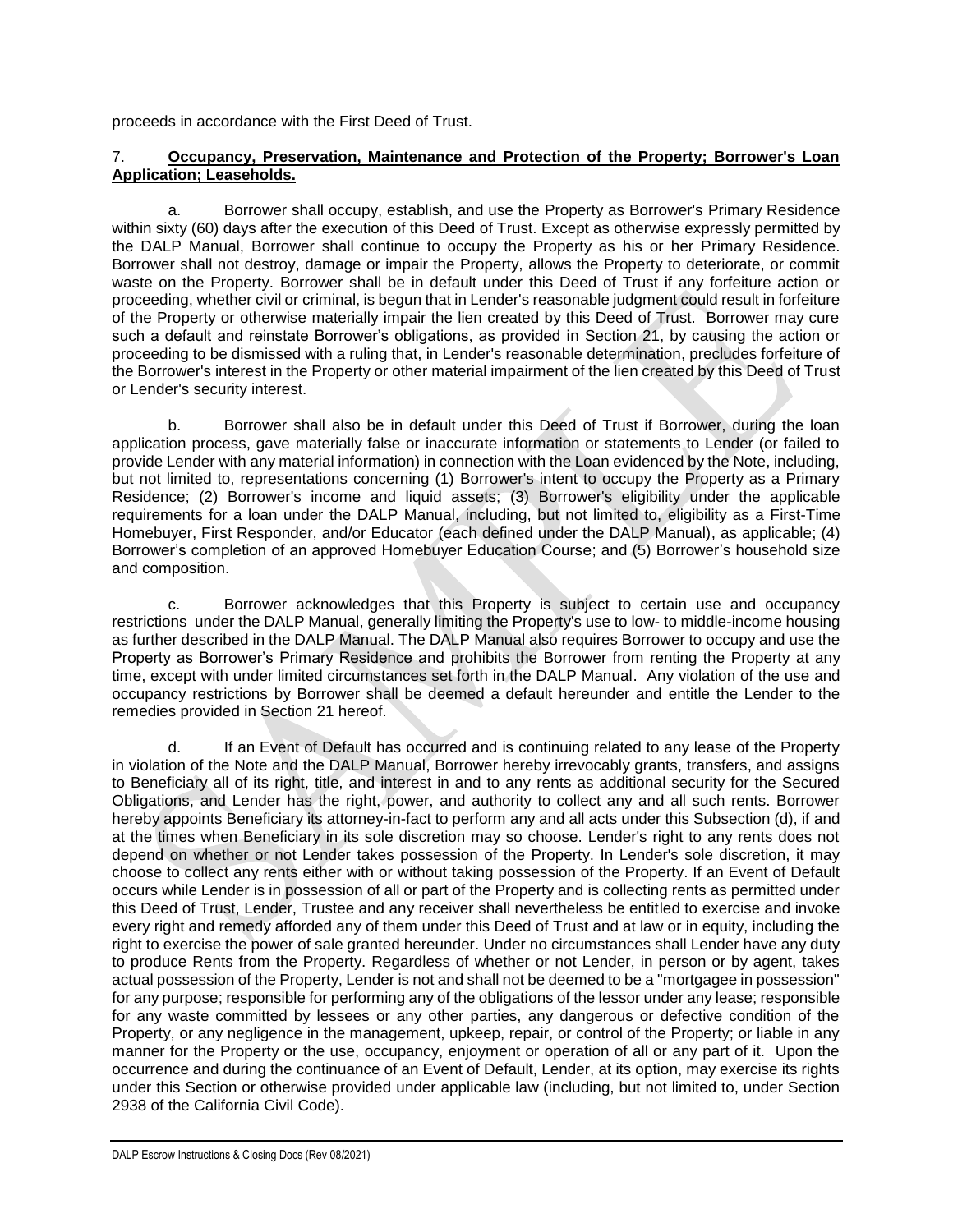proceeds in accordance with the First Deed of Trust.

7. **Occupancy, Preservation, Maintenance and Protection of the Property; Borrower's Loan Application; Leaseholds.**

a. Borrower shall occupy, establish, and use the Property as Borrower's Primary Residence within sixty (60) days after the execution of this Deed of Trust. Except as otherwise expressly permitted by the DALP Manual, Borrower shall continue to occupy the Property as his or her Primary Residence. Borrower shall not destroy, damage or impair the Property, allows the Property to deteriorate, or commit waste on the Property. Borrower shall be in default under this Deed of Trust if any forfeiture action or proceeding, whether civil or criminal, is begun that in Lender's reasonable judgment could result in forfeiture of the Property or otherwise materially impair the lien created by this Deed of Trust. Borrower may cure such a default and reinstate Borrower's obligations, as provided in Section 21, by causing the action or proceeding to be dismissed with a ruling that, in Lender's reasonable determination, precludes forfeiture of the Borrower's interest in the Property or other material impairment of the lien created by this Deed of Trust or Lender's security interest.

b. Borrower shall also be in default under this Deed of Trust if Borrower, during the loan application process, gave materially false or inaccurate information or statements to Lender (or failed to provide Lender with any material information) in connection with the Loan evidenced by the Note, including, but not limited to, representations concerning (1) Borrower's intent to occupy the Property as a Primary Residence; (2) Borrower's income and liquid assets; (3) Borrower's eligibility under the applicable requirements for a loan under the DALP Manual, including, but not limited to, eligibility as a First-Time Homebuyer, First Responder, and/or Educator (each defined under the DALP Manual), as applicable; (4) Borrower's completion of an approved Homebuyer Education Course; and (5) Borrower's household size and composition.

c. Borrower acknowledges that this Property is subject to certain use and occupancy restrictions under the DALP Manual, generally limiting the Property's use to low- to middle-income housing as further described in the DALP Manual. The DALP Manual also requires Borrower to occupy and use the Property as Borrower's Primary Residence and prohibits the Borrower from renting the Property at any time, except with under limited circumstances set forth in the DALP Manual. Any violation of the use and occupancy restrictions by Borrower shall be deemed a default hereunder and entitle the Lender to the remedies provided in Section 21 hereof.

d. If an Event of Default has occurred and is continuing related to any lease of the Property in violation of the Note and the DALP Manual, Borrower hereby irrevocably grants, transfers, and assigns to Beneficiary all of its right, title, and interest in and to any rents as additional security for the Secured Obligations, and Lender has the right, power, and authority to collect any and all such rents. Borrower hereby appoints Beneficiary its attorney-in-fact to perform any and all acts under this Subsection (d), if and at the times when Beneficiary in its sole discretion may so choose. Lender's right to any rents does not depend on whether or not Lender takes possession of the Property. In Lender's sole discretion, it may choose to collect any rents either with or without taking possession of the Property. If an Event of Default occurs while Lender is in possession of all or part of the Property and is collecting rents as permitted under this Deed of Trust, Lender, Trustee and any receiver shall nevertheless be entitled to exercise and invoke every right and remedy afforded any of them under this Deed of Trust and at law or in equity, including the right to exercise the power of sale granted hereunder. Under no circumstances shall Lender have any duty to produce Rents from the Property. Regardless of whether or not Lender, in person or by agent, takes actual possession of the Property, Lender is not and shall not be deemed to be a "mortgagee in possession" for any purpose; responsible for performing any of the obligations of the lessor under any lease; responsible for any waste committed by lessees or any other parties, any dangerous or defective condition of the Property, or any negligence in the management, upkeep, repair, or control of the Property; or liable in any manner for the Property or the use, occupancy, enjoyment or operation of all or any part of it. Upon the occurrence and during the continuance of an Event of Default, Lender, at its option, may exercise its rights under this Section or otherwise provided under applicable law (including, but not limited to, under Section 2938 of the California Civil Code).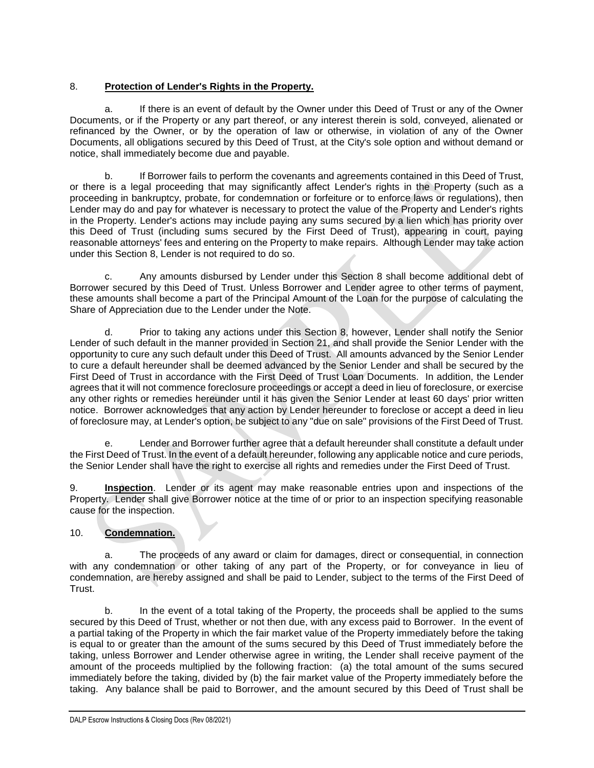8. **Protection of Lender's Rights in the Property.**

a. If there is an event of default by the Owner under this Deed of Trust or any of the Owner Documents, or if the Property or any part thereof, or any interest therein is sold, conveyed, alienated or refinanced by the Owner, or by the operation of law or otherwise, in violation of any of the Owner Documents, all obligations secured by this Deed of Trust, at the City's sole option and without demand or notice, shall immediately become due and payable.

b. If Borrower fails to perform the covenants and agreements contained in this Deed of Trust, or there is a legal proceeding that may significantly affect Lender's rights in the Property (such as a proceeding in bankruptcy, probate, for condemnation or forfeiture or to enforce laws or regulations), then Lender may do and pay for whatever is necessary to protect the value of the Property and Lender's rights in the Property. Lender's actions may include paying any sums secured by a lien which has priority over this Deed of Trust (including sums secured by the First Deed of Trust), appearing in court, paying reasonable attorneys' fees and entering on the Property to make repairs. Although Lender may take action under this Section 8, Lender is not required to do so.

c. Any amounts disbursed by Lender under this Section 8 shall become additional debt of Borrower secured by this Deed of Trust. Unless Borrower and Lender agree to other terms of payment, these amounts shall become a part of the Principal Amount of the Loan for the purpose of calculating the Share of Appreciation due to the Lender under the Note.

d. Prior to taking any actions under this Section 8, however, Lender shall notify the Senior Lender of such default in the manner provided in Section 21, and shall provide the Senior Lender with the opportunity to cure any such default under this Deed of Trust. All amounts advanced by the Senior Lender to cure a default hereunder shall be deemed advanced by the Senior Lender and shall be secured by the First Deed of Trust in accordance with the First Deed of Trust Loan Documents. In addition, the Lender agrees that it will not commence foreclosure proceedings or accept a deed in lieu of foreclosure, or exercise any other rights or remedies hereunder until it has given the Senior Lender at least 60 days' prior written notice. Borrower acknowledges that any action by Lender hereunder to foreclose or accept a deed in lieu of foreclosure may, at Lender's option, be subject to any "due on sale" provisions of the First Deed of Trust.

e. Lender and Borrower further agree that a default hereunder shall constitute a default under the First Deed of Trust. In the event of a default hereunder, following any applicable notice and cure periods, the Senior Lender shall have the right to exercise all rights and remedies under the First Deed of Trust.

9. **Inspection**. Lender or its agent may make reasonable entries upon and inspections of the Property. Lender shall give Borrower notice at the time of or prior to an inspection specifying reasonable cause for the inspection.

10. **Condemnation.**

a. The proceeds of any award or claim for damages, direct or consequential, in connection with any condemnation or other taking of any part of the Property, or for conveyance in lieu of condemnation, are hereby assigned and shall be paid to Lender, subject to the terms of the First Deed of Trust.

b. In the event of a total taking of the Property, the proceeds shall be applied to the sums secured by this Deed of Trust, whether or not then due, with any excess paid to Borrower. In the event of a partial taking of the Property in which the fair market value of the Property immediately before the taking is equal to or greater than the amount of the sums secured by this Deed of Trust immediately before the taking, unless Borrower and Lender otherwise agree in writing, the Lender shall receive payment of the amount of the proceeds multiplied by the following fraction: (a) the total amount of the sums secured immediately before the taking, divided by (b) the fair market value of the Property immediately before the taking. Any balance shall be paid to Borrower, and the amount secured by this Deed of Trust shall be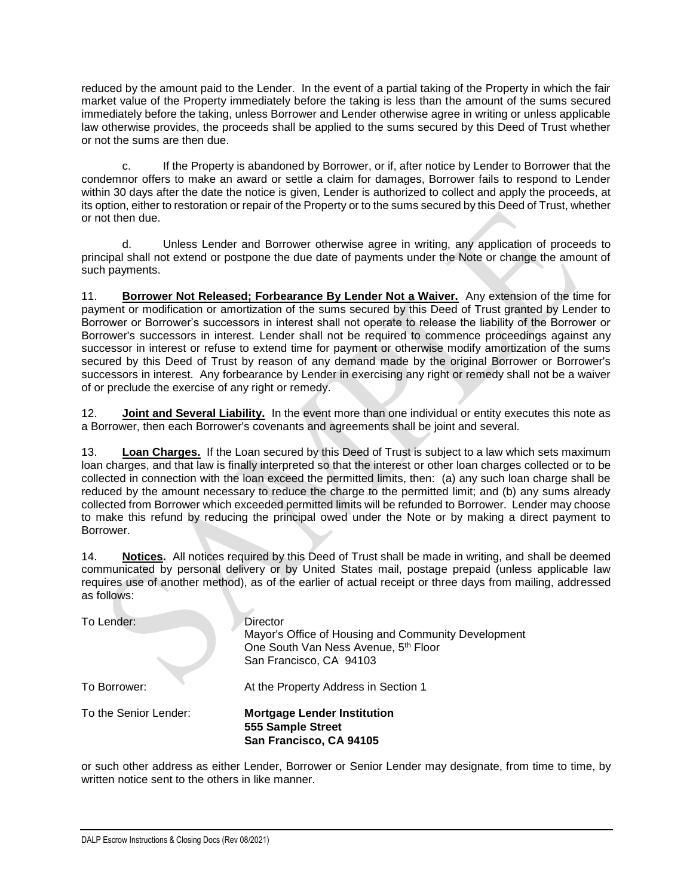reduced by the amount paid to the Lender. In the event of a partial taking of the Property in which the fair market value of the Property immediately before the taking is less than the amount of the sums secured immediately before the taking, unless Borrower and Lender otherwise agree in writing or unless applicable law otherwise provides, the proceeds shall be applied to the sums secured by this Deed of Trust whether or not the sums are then due.

c. If the Property is abandoned by Borrower, or if, after notice by Lender to Borrower that the condemnor offers to make an award or settle a claim for damages, Borrower fails to respond to Lender within 30 days after the date the notice is given, Lender is authorized to collect and apply the proceeds, at its option, either to restoration or repair of the Property or to the sums secured by this Deed of Trust, whether or not then due.

d. Unless Lender and Borrower otherwise agree in writing, any application of proceeds to principal shall not extend or postpone the due date of payments under the Note or change the amount of such payments.

11. **Borrower Not Released; Forbearance By Lender Not a Waiver.** Any extension of the time for payment or modification or amortization of the sums secured by this Deed of Trust granted by Lender to Borrower or Borrower's successors in interest shall not operate to release the liability of the Borrower or Borrower's successors in interest. Lender shall not be required to commence proceedings against any successor in interest or refuse to extend time for payment or otherwise modify amortization of the sums secured by this Deed of Trust by reason of any demand made by the original Borrower or Borrower's successors in interest. Any forbearance by Lender in exercising any right or remedy shall not be a waiver of or preclude the exercise of any right or remedy.

12. **Joint and Several Liability.** In the event more than one individual or entity executes this note as a Borrower, then each Borrower's covenants and agreements shall be joint and several.

13. **Loan Charges.** If the Loan secured by this Deed of Trust is subject to a law which sets maximum loan charges, and that law is finally interpreted so that the interest or other loan charges collected or to be collected in connection with the loan exceed the permitted limits, then: (a) any such loan charge shall be reduced by the amount necessary to reduce the charge to the permitted limit; and (b) any sums already collected from Borrower which exceeded permitted limits will be refunded to Borrower. Lender may choose to make this refund by reducing the principal owed under the Note or by making a direct payment to Borrower.

14. **Notices.** All notices required by this Deed of Trust shall be made in writing, and shall be deemed communicated by personal delivery or by United States mail, postage prepaid (unless applicable law requires use of another method), as of the earlier of actual receipt or three days from mailing, addressed as follows:

To Lender:
Director
Mayor's Office of Housing and Community Development
One South Van Ness Avenue, 5th Floor
San Francisco, CA 94103

To Borrower:
At the Property Address in Section 1

To the Senior Lender:
**Mortgage Lender Institution**
**555 Sample Street**
**San Francisco, CA 94105**

or such other address as either Lender, Borrower or Senior Lender may designate, from time to time, by written notice sent to the others in like manner.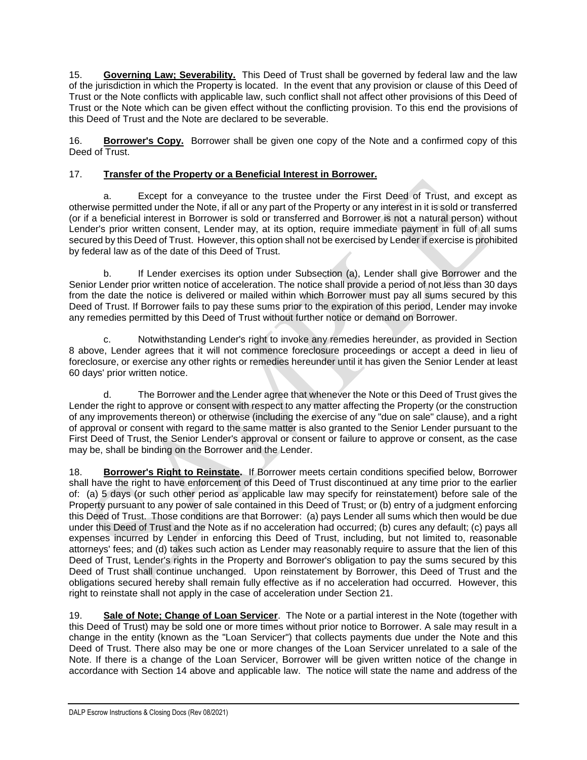15. **Governing Law; Severability.** This Deed of Trust shall be governed by federal law and the law of the jurisdiction in which the Property is located. In the event that any provision or clause of this Deed of Trust or the Note conflicts with applicable law, such conflict shall not affect other provisions of this Deed of Trust or the Note which can be given effect without the conflicting provision. To this end the provisions of this Deed of Trust and the Note are declared to be severable.

16. **Borrower's Copy.** Borrower shall be given one copy of the Note and a confirmed copy of this Deed of Trust.

17. **Transfer of the Property or a Beneficial Interest in Borrower.**

a. Except for a conveyance to the trustee under the First Deed of Trust, and except as otherwise permitted under the Note, if all or any part of the Property or any interest in it is sold or transferred (or if a beneficial interest in Borrower is sold or transferred and Borrower is not a natural person) without Lender's prior written consent, Lender may, at its option, require immediate payment in full of all sums secured by this Deed of Trust. However, this option shall not be exercised by Lender if exercise is prohibited by federal law as of the date of this Deed of Trust.

b. If Lender exercises its option under Subsection (a), Lender shall give Borrower and the Senior Lender prior written notice of acceleration. The notice shall provide a period of not less than 30 days from the date the notice is delivered or mailed within which Borrower must pay all sums secured by this Deed of Trust. If Borrower fails to pay these sums prior to the expiration of this period, Lender may invoke any remedies permitted by this Deed of Trust without further notice or demand on Borrower.

c. Notwithstanding Lender's right to invoke any remedies hereunder, as provided in Section 8 above, Lender agrees that it will not commence foreclosure proceedings or accept a deed in lieu of foreclosure, or exercise any other rights or remedies hereunder until it has given the Senior Lender at least 60 days' prior written notice.

d. The Borrower and the Lender agree that whenever the Note or this Deed of Trust gives the Lender the right to approve or consent with respect to any matter affecting the Property (or the construction of any improvements thereon) or otherwise (including the exercise of any "due on sale" clause), and a right of approval or consent with regard to the same matter is also granted to the Senior Lender pursuant to the First Deed of Trust, the Senior Lender's approval or consent or failure to approve or consent, as the case may be, shall be binding on the Borrower and the Lender.

18. **Borrower's Right to Reinstate.** If Borrower meets certain conditions specified below, Borrower shall have the right to have enforcement of this Deed of Trust discontinued at any time prior to the earlier of: (a) 5 days (or such other period as applicable law may specify for reinstatement) before sale of the Property pursuant to any power of sale contained in this Deed of Trust; or (b) entry of a judgment enforcing this Deed of Trust. Those conditions are that Borrower: (a) pays Lender all sums which then would be due under this Deed of Trust and the Note as if no acceleration had occurred; (b) cures any default; (c) pays all expenses incurred by Lender in enforcing this Deed of Trust, including, but not limited to, reasonable attorneys' fees; and (d) takes such action as Lender may reasonably require to assure that the lien of this Deed of Trust, Lender's rights in the Property and Borrower's obligation to pay the sums secured by this Deed of Trust shall continue unchanged. Upon reinstatement by Borrower, this Deed of Trust and the obligations secured hereby shall remain fully effective as if no acceleration had occurred. However, this right to reinstate shall not apply in the case of acceleration under Section 21.

19. **Sale of Note; Change of Loan Servicer**. The Note or a partial interest in the Note (together with this Deed of Trust) may be sold one or more times without prior notice to Borrower. A sale may result in a change in the entity (known as the "Loan Servicer") that collects payments due under the Note and this Deed of Trust. There also may be one or more changes of the Loan Servicer unrelated to a sale of the Note. If there is a change of the Loan Servicer, Borrower will be given written notice of the change in accordance with Section 14 above and applicable law. The notice will state the name and address of the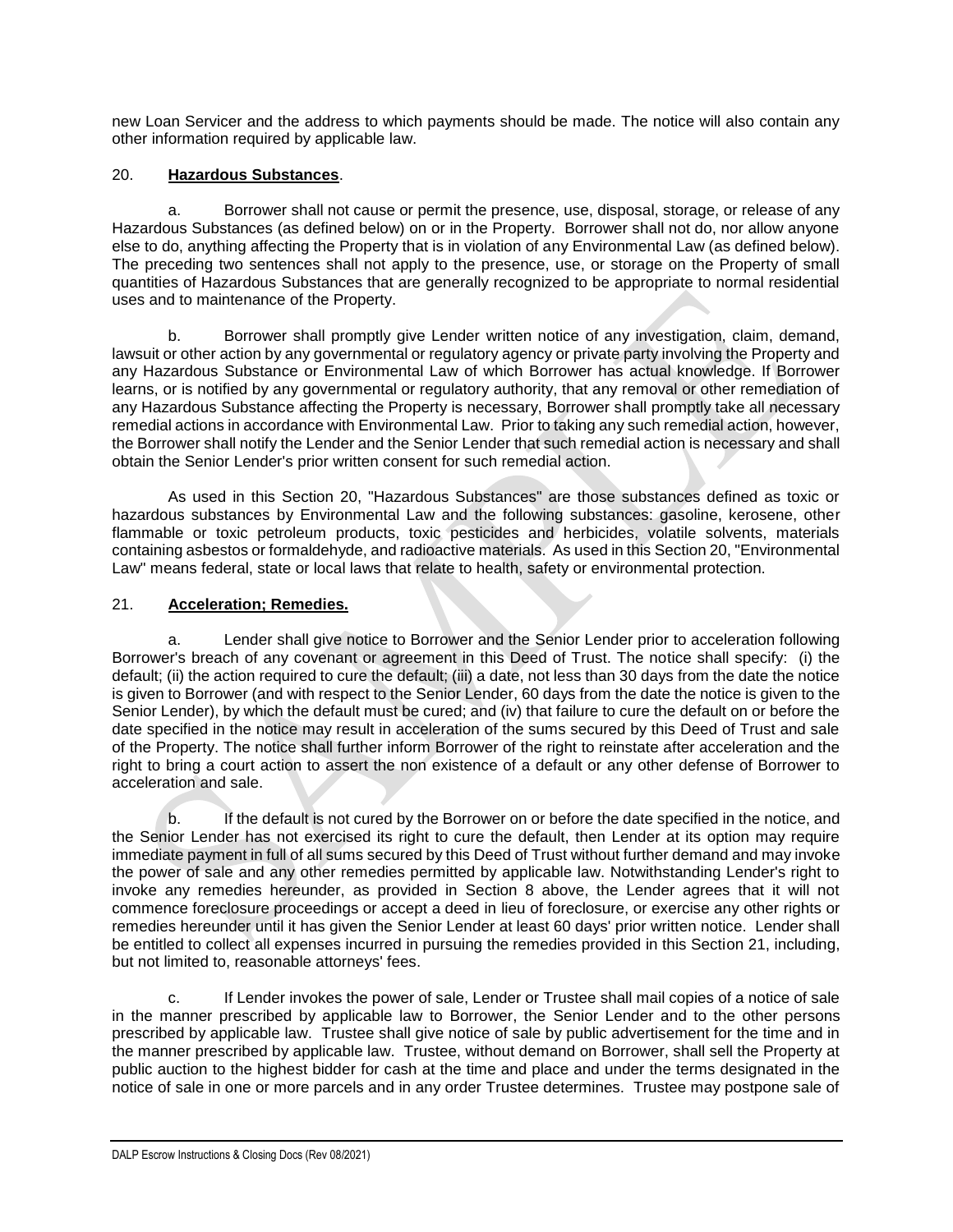new Loan Servicer and the address to which payments should be made. The notice will also contain any other information required by applicable law.

20. **Hazardous Substances**.

a. Borrower shall not cause or permit the presence, use, disposal, storage, or release of any Hazardous Substances (as defined below) on or in the Property. Borrower shall not do, nor allow anyone else to do, anything affecting the Property that is in violation of any Environmental Law (as defined below). The preceding two sentences shall not apply to the presence, use, or storage on the Property of small quantities of Hazardous Substances that are generally recognized to be appropriate to normal residential uses and to maintenance of the Property.

b. Borrower shall promptly give Lender written notice of any investigation, claim, demand, lawsuit or other action by any governmental or regulatory agency or private party involving the Property and any Hazardous Substance or Environmental Law of which Borrower has actual knowledge. If Borrower learns, or is notified by any governmental or regulatory authority, that any removal or other remediation of any Hazardous Substance affecting the Property is necessary, Borrower shall promptly take all necessary remedial actions in accordance with Environmental Law. Prior to taking any such remedial action, however, the Borrower shall notify the Lender and the Senior Lender that such remedial action is necessary and shall obtain the Senior Lender's prior written consent for such remedial action.

As used in this Section 20, "Hazardous Substances" are those substances defined as toxic or hazardous substances by Environmental Law and the following substances: gasoline, kerosene, other flammable or toxic petroleum products, toxic pesticides and herbicides, volatile solvents, materials containing asbestos or formaldehyde, and radioactive materials. As used in this Section 20, "Environmental Law" means federal, state or local laws that relate to health, safety or environmental protection.

21. **Acceleration; Remedies.**

a. Lender shall give notice to Borrower and the Senior Lender prior to acceleration following Borrower's breach of any covenant or agreement in this Deed of Trust. The notice shall specify: (i) the default; (ii) the action required to cure the default; (iii) a date, not less than 30 days from the date the notice is given to Borrower (and with respect to the Senior Lender, 60 days from the date the notice is given to the Senior Lender), by which the default must be cured; and (iv) that failure to cure the default on or before the date specified in the notice may result in acceleration of the sums secured by this Deed of Trust and sale of the Property. The notice shall further inform Borrower of the right to reinstate after acceleration and the right to bring a court action to assert the non existence of a default or any other defense of Borrower to acceleration and sale.

b. If the default is not cured by the Borrower on or before the date specified in the notice, and the Senior Lender has not exercised its right to cure the default, then Lender at its option may require immediate payment in full of all sums secured by this Deed of Trust without further demand and may invoke the power of sale and any other remedies permitted by applicable law. Notwithstanding Lender's right to invoke any remedies hereunder, as provided in Section 8 above, the Lender agrees that it will not commence foreclosure proceedings or accept a deed in lieu of foreclosure, or exercise any other rights or remedies hereunder until it has given the Senior Lender at least 60 days' prior written notice. Lender shall be entitled to collect all expenses incurred in pursuing the remedies provided in this Section 21, including, but not limited to, reasonable attorneys' fees.

c. If Lender invokes the power of sale, Lender or Trustee shall mail copies of a notice of sale in the manner prescribed by applicable law to Borrower, the Senior Lender and to the other persons prescribed by applicable law. Trustee shall give notice of sale by public advertisement for the time and in the manner prescribed by applicable law. Trustee, without demand on Borrower, shall sell the Property at public auction to the highest bidder for cash at the time and place and under the terms designated in the notice of sale in one or more parcels and in any order Trustee determines. Trustee may postpone sale of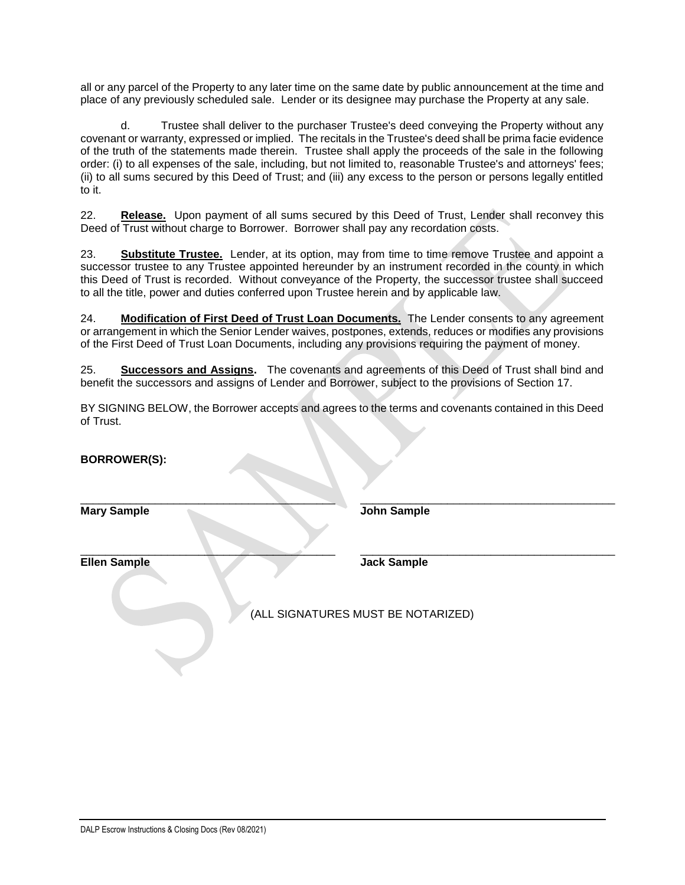all or any parcel of the Property to any later time on the same date by public announcement at the time and place of any previously scheduled sale. Lender or its designee may purchase the Property at any sale.

d. Trustee shall deliver to the purchaser Trustee's deed conveying the Property without any covenant or warranty, expressed or implied. The recitals in the Trustee's deed shall be prima facie evidence of the truth of the statements made therein. Trustee shall apply the proceeds of the sale in the following order: (i) to all expenses of the sale, including, but not limited to, reasonable Trustee's and attorneys' fees; (ii) to all sums secured by this Deed of Trust; and (iii) any excess to the person or persons legally entitled to it.

22. **Release.** Upon payment of all sums secured by this Deed of Trust, Lender shall reconvey this Deed of Trust without charge to Borrower. Borrower shall pay any recordation costs.

23. **Substitute Trustee.** Lender, at its option, may from time to time remove Trustee and appoint a successor trustee to any Trustee appointed hereunder by an instrument recorded in the county in which this Deed of Trust is recorded. Without conveyance of the Property, the successor trustee shall succeed to all the title, power and duties conferred upon Trustee herein and by applicable law.

24. **Modification of First Deed of Trust Loan Documents.** The Lender consents to any agreement or arrangement in which the Senior Lender waives, postpones, extends, reduces or modifies any provisions of the First Deed of Trust Loan Documents, including any provisions requiring the payment of money.

25. **Successors and Assigns.** The covenants and agreements of this Deed of Trust shall bind and benefit the successors and assigns of Lender and Borrower, subject to the provisions of Section 17.

BY SIGNING BELOW, the Borrower accepts and agrees to the terms and covenants contained in this Deed of Trust.

**BORROWER(S):**

\_\_\_\_\_\_\_\_\_\_\_\_\_\_\_\_\_\_\_\_\_\_\_\_\_\_\_\_\_\_\_\_\_\_\_\_\_\_\_\_
**Mary Sample**

\_\_\_\_\_\_\_\_\_\_\_\_\_\_\_\_\_\_\_\_\_\_\_\_\_\_\_\_\_\_\_\_\_\_\_\_\_\_\_\_
**John Sample**

\_\_\_\_\_\_\_\_\_\_\_\_\_\_\_\_\_\_\_\_\_\_\_\_\_\_\_\_\_\_\_\_\_\_\_\_\_\_\_\_
**Ellen Sample**

\_\_\_\_\_\_\_\_\_\_\_\_\_\_\_\_\_\_\_\_\_\_\_\_\_\_\_\_\_\_\_\_\_\_\_\_\_\_\_\_
**Jack Sample**

(ALL SIGNATURES MUST BE NOTARIZED)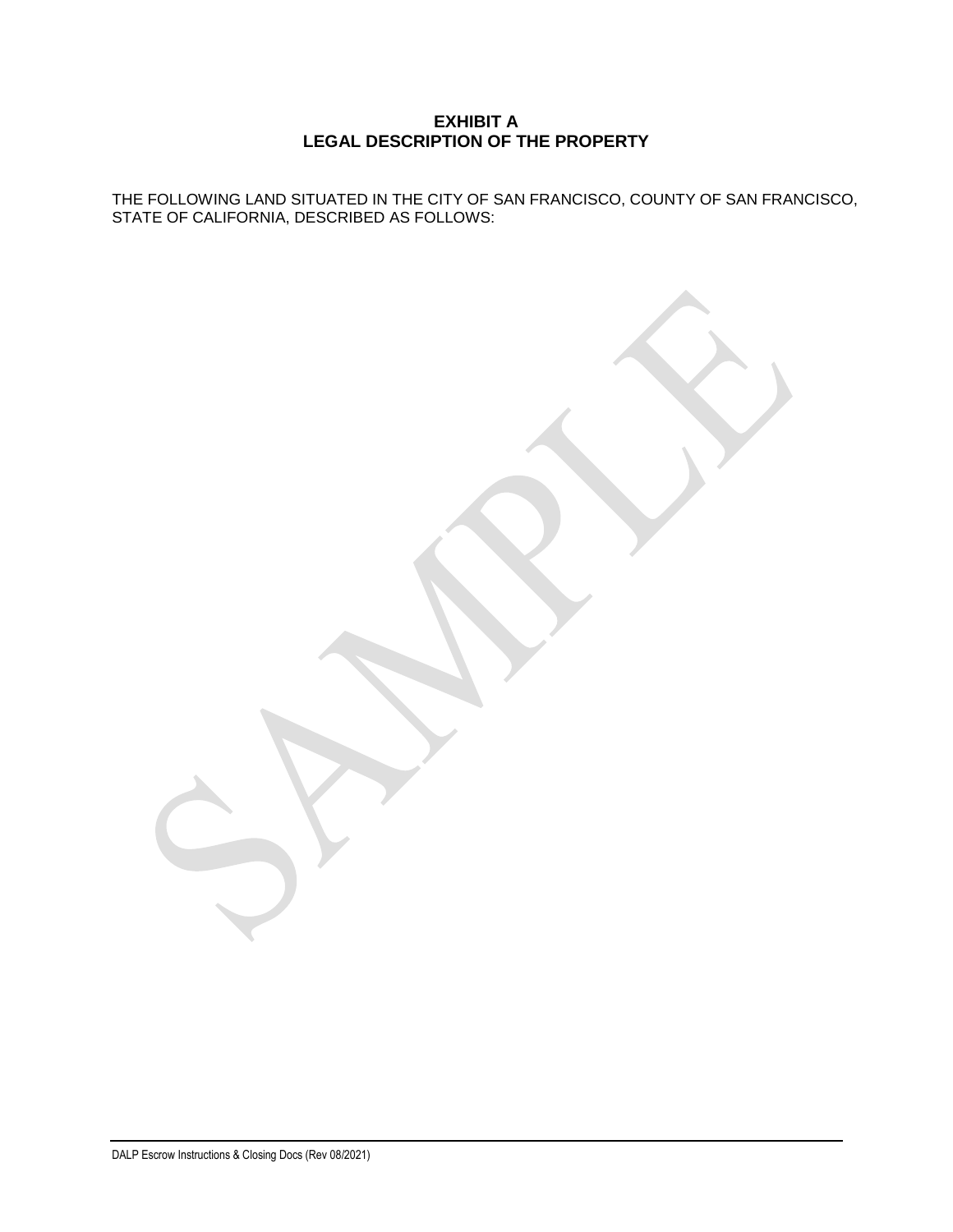# EXHIBIT A
## LEGAL DESCRIPTION OF THE PROPERTY

THE FOLLOWING LAND SITUATED IN THE CITY OF SAN FRANCISCO, COUNTY OF SAN FRANCISCO, STATE OF CALIFORNIA, DESCRIBED AS FOLLOWS:

SAMPLE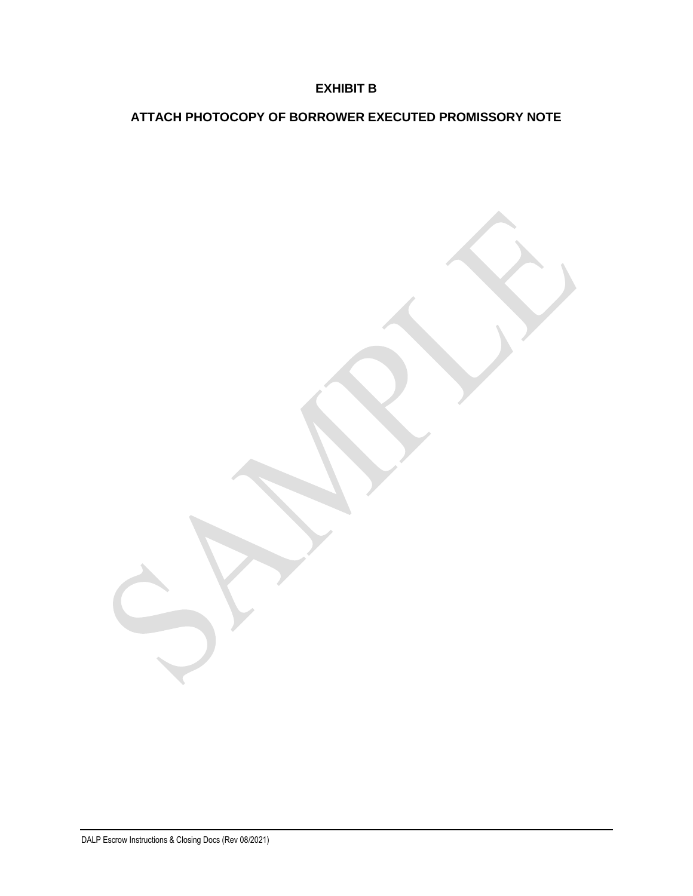# EXHIBIT B

## ATTACH PHOTOCOPY OF BORROWER EXECUTED PROMISSORY NOTE

SAMPLE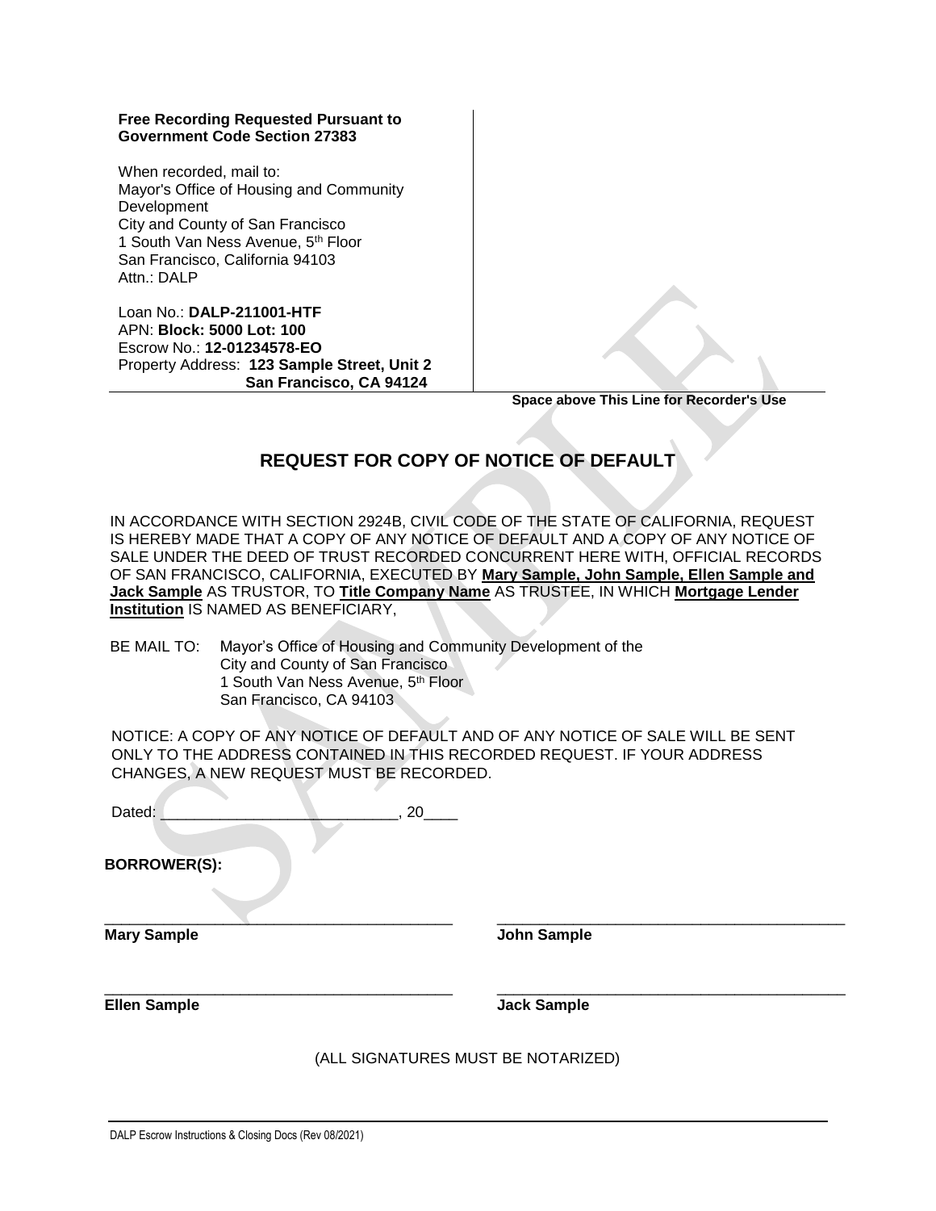**Free Recording Requested Pursuant to Government Code Section 27383**

When recorded, mail to:
Mayor's Office of Housing and Community Development
City and County of San Francisco
1 South Van Ness Avenue, 5th Floor
San Francisco, California 94103
Attn.: DALP

Loan No.: **DALP-211001-HTF**
APN: **Block: 5000 Lot: 100**
Escrow No.: **12-01234578-EO**
Property Address: **123 Sample Street, Unit 2**
**San Francisco, CA 94124**

**Space above This Line for Recorder's Use**

# REQUEST FOR COPY OF NOTICE OF DEFAULT

IN ACCORDANCE WITH SECTION 2924B, CIVIL CODE OF THE STATE OF CALIFORNIA, REQUEST IS HEREBY MADE THAT A COPY OF ANY NOTICE OF DEFAULT AND A COPY OF ANY NOTICE OF SALE UNDER THE DEED OF TRUST RECORDED CONCURRENT HERE WITH, OFFICIAL RECORDS OF SAN FRANCISCO, CALIFORNIA, EXECUTED BY **Mary Sample, John Sample, Ellen Sample and Jack Sample** AS TRUSTOR, TO **Title Company Name** AS TRUSTEE, IN WHICH **Mortgage Lender Institution** IS NAMED AS BENEFICIARY,

BE MAIL TO: Mayor's Office of Housing and Community Development of the
City and County of San Francisco
1 South Van Ness Avenue, 5th Floor
San Francisco, CA 94103

NOTICE: A COPY OF ANY NOTICE OF DEFAULT AND OF ANY NOTICE OF SALE WILL BE SENT ONLY TO THE ADDRESS CONTAINED IN THIS RECORDED REQUEST. IF YOUR ADDRESS CHANGES, A NEW REQUEST MUST BE RECORDED.

Dated: ____________________________, 20____

**BORROWER(S):**

_________________________________________
**Mary Sample**

_________________________________________
**John Sample**

_________________________________________
**Ellen Sample**

_________________________________________
**Jack Sample**

(ALL SIGNATURES MUST BE NOTARIZED)

DALP Escrow Instructions & Closing Docs (Rev 08/2021)